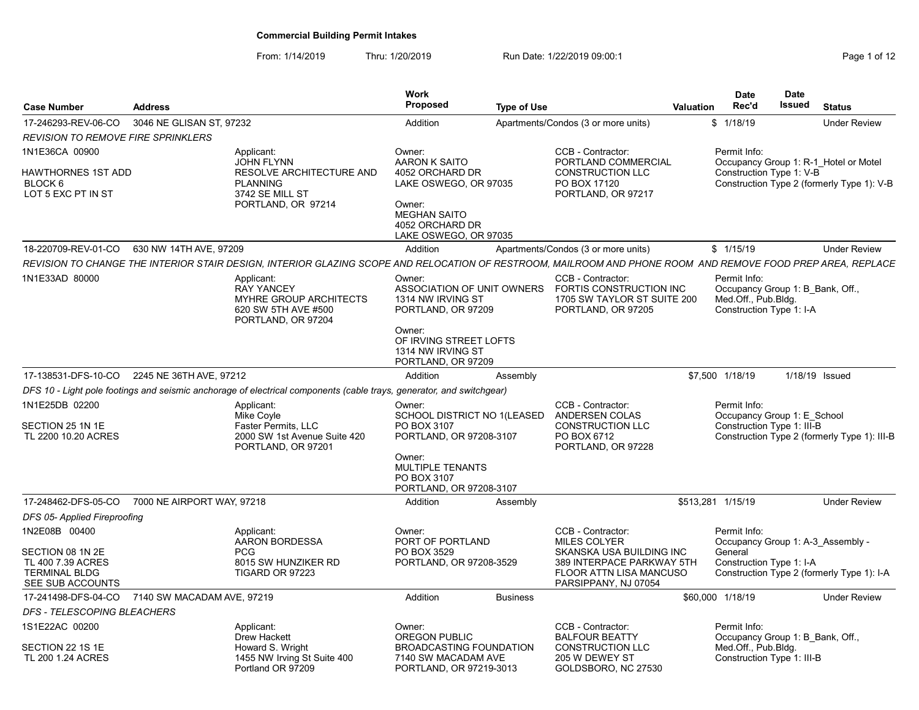# Commercial Building Permit Intakes

From: 1/14/2019 Thru: 1/20/2019 Run Date: 1/22/2019 09:00:1

| Case Number | Address | Work Proposed | Type of Use | Valuation | Date Rec'd | Date Issued | Status |
|---|---|---|---|---|---|---|---|
| 17-246293-REV-06-CO | 3046 NE GLISAN ST, 97232 | Addition | Apartments/Condos (3 or more units) | $ | 1/18/19 | | Under Review |
| 18-220709-REV-01-CO | 630 NW 14TH AVE, 97209 | Addition | Apartments/Condos (3 or more units) | $ | 1/15/19 | | Under Review |
| 17-138531-DFS-10-CO | 2245 NE 36TH AVE, 97212 | Addition | Assembly | $7,500 | 1/18/19 | 1/18/19 | Issued |
| 17-248462-DFS-05-CO | 7000 NE AIRPORT WAY, 97218 | Addition | Assembly | $513,281 | 1/15/19 | | Under Review |
| 17-241498-DFS-04-CO | 7140 SW MACADAM AVE, 97219 | Addition | Business | $60,000 | 1/18/19 | | Under Review |

## 17-246293-REV-06-CO — 3046 NE GLISAN ST, 97232

*REVISION TO REMOVE FIRE SPRINKLERS*

1N1E36CA 00900

HAWTHORNES 1ST ADD
BLOCK 6
LOT 5 EXC PT IN ST

Applicant:
JOHN FLYNN
RESOLVE ARCHITECTURE AND PLANNING
3742 SE MILL ST
PORTLAND, OR 97214

Owner:
AARON K SAITO
4052 ORCHARD DR
LAKE OSWEGO, OR 97035

Owner:
MEGHAN SAITO
4052 ORCHARD DR
LAKE OSWEGO, OR 97035

CCB - Contractor:
PORTLAND COMMERCIAL CONSTRUCTION LLC
PO BOX 17120
PORTLAND, OR 97217

Permit Info:
Occupancy Group 1: R-1_Hotel or Motel
Construction Type 1: V-B
Construction Type 2 (formerly Type 1): V-B

## 18-220709-REV-01-CO — 630 NW 14TH AVE, 97209

*REVISION TO CHANGE THE INTERIOR STAIR DESIGN, INTERIOR GLAZING SCOPE AND RELOCATION OF RESTROOM, MAILROOM AND PHONE ROOM AND REMOVE FOOD PREP AREA, REPLACE*

1N1E33AD 80000

Applicant:
RAY YANCEY
MYHRE GROUP ARCHITECTS
620 SW 5TH AVE #500
PORTLAND, OR 97204

Owner:
ASSOCIATION OF UNIT OWNERS
1314 NW IRVING ST
PORTLAND, OR 97209

Owner:
OF IRVING STREET LOFTS
1314 NW IRVING ST
PORTLAND, OR 97209

CCB - Contractor:
FORTIS CONSTRUCTION INC
1705 SW TAYLOR ST SUITE 200
PORTLAND, OR 97205

Permit Info:
Occupancy Group 1: B_Bank, Off., Med.Off., Pub.Bldg.
Construction Type 1: I-A

## 17-138531-DFS-10-CO — 2245 NE 36TH AVE, 97212

*DFS 10 - Light pole footings and seismic anchorage of electrical components (cable trays, generator, and switchgear)*

1N1E25DB 02200

SECTION 25 1N 1E
TL 2200 10.20 ACRES

Applicant:
Mike Coyle
Faster Permits, LLC
2000 SW 1st Avenue Suite 420
PORTLAND, OR 97201

Owner:
SCHOOL DISTRICT NO 1(LEASED
PO BOX 3107
PORTLAND, OR 97208-3107

Owner:
MULTIPLE TENANTS
PO BOX 3107
PORTLAND, OR 97208-3107

CCB - Contractor:
ANDERSEN COLAS CONSTRUCTION LLC
PO BOX 6712
PORTLAND, OR 97228

Permit Info:
Occupancy Group 1: E_School
Construction Type 1: III-B
Construction Type 2 (formerly Type 1): III-B

## 17-248462-DFS-05-CO — 7000 NE AIRPORT WAY, 97218

*DFS 05- Applied Fireproofing*

1N2E08B 00400

SECTION 08 1N 2E
TL 400 7.39 ACRES
TERMINAL BLDG
SEE SUB ACCOUNTS

Applicant:
AARON BORDESSA
PCG
8015 SW HUNZIKER RD
TIGARD OR 97223

Owner:
PORT OF PORTLAND
PO BOX 3529
PORTLAND, OR 97208-3529

CCB - Contractor:
MILES COLYER
SKANSKA USA BUILDING INC
389 INTERPACE PARKWAY 5TH FLOOR ATTN LISA MANCUSO
PARSIPPANY, NJ 07054

Permit Info:
Occupancy Group 1: A-3_Assembly - General
Construction Type 1: I-A
Construction Type 2 (formerly Type 1): I-A

## 17-241498-DFS-04-CO — 7140 SW MACADAM AVE, 97219

*DFS - TELESCOPING BLEACHERS*

1S1E22AC 00200

SECTION 22 1S 1E
TL 200 1.24 ACRES

Applicant:
Drew Hackett
Howard S. Wright
1455 NW Irving St Suite 400
Portland OR 97209

Owner:
OREGON PUBLIC BROADCASTING FOUNDATION
7140 SW MACADAM AVE
PORTLAND, OR 97219-3013

CCB - Contractor:
BALFOUR BEATTY CONSTRUCTION LLC
205 W DEWEY ST
GOLDSBORO, NC 27530

Permit Info:
Occupancy Group 1: B_Bank, Off., Med.Off., Pub.Bldg.
Construction Type 1: III-B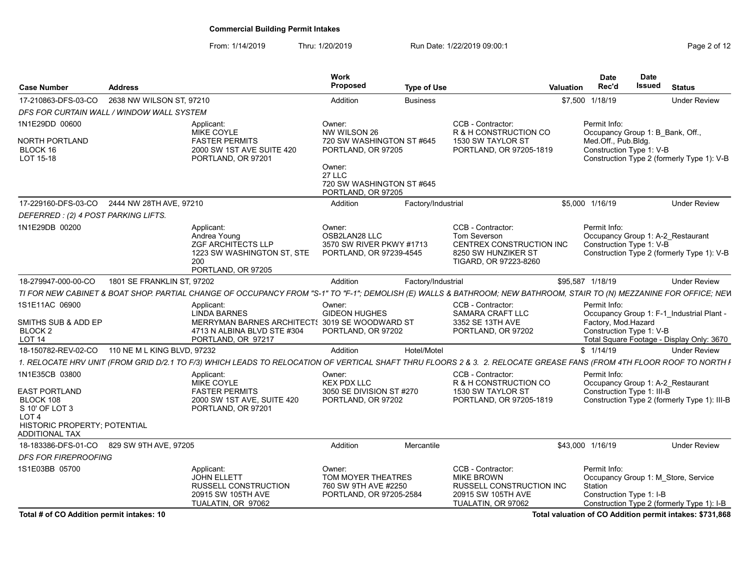**Commercial Building Permit Intakes**

From: 1/14/2019 Thru: 1/20/2019 Run Date: 1/22/2019 09:00:1

| Case Number | Address | Work Proposed | Type of Use | Valuation | Date Rec'd | Date Issued | Status |
|---|---|---|---|---|---|---|---|
| 17-210863-DFS-03-CO | 2638 NW WILSON ST, 97210 | Addition | Business | $7,500 | 1/18/19 | | Under Review |

*DFS FOR CURTAIN WALL / WINDOW WALL SYSTEM*

- 1N1E29DD 00600 — NORTH PORTLAND, BLOCK 16, LOT 15-18
- Applicant: MIKE COYLE, FASTER PERMITS, 2000 SW 1ST AVE SUITE 420, PORTLAND, OR 97201
- Owner: NW WILSON 26, 720 SW WASHINGTON ST #645, PORTLAND, OR 97205
- Owner: 27 LLC, 720 SW WASHINGTON ST #645, PORTLAND, OR 97205
- CCB - Contractor: R & H CONSTRUCTION CO, 1530 SW TAYLOR ST, PORTLAND, OR 97205-1819
- Permit Info: Occupancy Group 1: B_Bank, Off., Med.Off., Pub.Bldg.; Construction Type 1: V-B; Construction Type 2 (formerly Type 1): V-B

| Case Number | Address | Work Proposed | Type of Use | Valuation | Date Rec'd | Date Issued | Status |
|---|---|---|---|---|---|---|---|
| 17-229160-DFS-03-CO | 2444 NW 28TH AVE, 97210 | Addition | Factory/Industrial | $5,000 | 1/16/19 | | Under Review |

*DEFERRED : (2) 4 POST PARKING LIFTS.*

- 1N1E29DB 00200
- Applicant: Andrea Young, ZGF ARCHITECTS LLP, 1223 SW WASHINGTON ST, STE 200, PORTLAND, OR 97205
- Owner: OSB2LAN28 LLC, 3570 SW RIVER PKWY #1713, PORTLAND, OR 97239-4545
- CCB - Contractor: Tom Severson, CENTREX CONSTRUCTION INC, 8250 SW HUNZIKER ST, TIGARD, OR 97223-8260
- Permit Info: Occupancy Group 1: A-2_Restaurant; Construction Type 1: V-B; Construction Type 2 (formerly Type 1): V-B

| Case Number | Address | Work Proposed | Type of Use | Valuation | Date Rec'd | Date Issued | Status |
|---|---|---|---|---|---|---|---|
| 18-279947-000-00-CO | 1801 SE FRANKLIN ST, 97202 | Addition | Factory/Industrial | $95,587 | 1/18/19 | | Under Review |

*TI FOR NEW CABINET & BOAT SHOP. PARTIAL CHANGE OF OCCUPANCY FROM "S-1" TO "F-1"; DEMOLISH (E) WALLS & BATHROOM; NEW BATHROOM, STAIR TO (N) MEZZANINE FOR OFFICE; NEW*

- 1S1E11AC 06900 — SMITHS SUB & ADD EP, BLOCK 2, LOT 14
- Applicant: LINDA BARNES, MERRYMAN BARNES ARCHITECTS, 4713 N ALBINA BLVD STE #304, PORTLAND, OR 97217
- Owner: GIDEON HUGHES, 3019 SE WOODWARD ST, PORTLAND, OR 97202
- CCB - Contractor: SAMARA CRAFT LLC, 3352 SE 13TH AVE, PORTLAND, OR 97202
- Permit Info: Occupancy Group 1: F-1_Industrial Plant - Factory, Mod.Hazard; Construction Type 1: V-B; Total Square Footage - Display Only: 3670

| Case Number | Address | Work Proposed | Type of Use | Valuation | Date Rec'd | Date Issued | Status |
|---|---|---|---|---|---|---|---|
| 18-150782-REV-02-CO | 110 NE M L KING BLVD, 97232 | Addition | Hotel/Motel | $ | 1/14/19 | | Under Review |

*1. RELOCATE HRV UNIT (FROM GRID D/2.1 TO F/3) WHICH LEADS TO RELOCATION OF VERTICAL SHAFT THRU FLOORS 2 & 3. 2. RELOCATE GREASE FANS (FROM 4TH FLOOR ROOF TO NORTH F*

- 1N1E35CB 03800 — EAST PORTLAND, BLOCK 108, S 10' OF LOT 3, LOT 4, HISTORIC PROPERTY; POTENTIAL ADDITIONAL TAX
- Applicant: MIKE COYLE, FASTER PERMITS, 2000 SW 1ST AVE, SUITE 420, PORTLAND, OR 97201
- Owner: KEX PDX LLC, 3050 SE DIVISION ST #270, PORTLAND, OR 97202
- CCB - Contractor: R & H CONSTRUCTION CO, 1530 SW TAYLOR ST, PORTLAND, OR 97205-1819
- Permit Info: Occupancy Group 1: A-2_Restaurant; Construction Type 1: III-B; Construction Type 2 (formerly Type 1): III-B

| Case Number | Address | Work Proposed | Type of Use | Valuation | Date Rec'd | Date Issued | Status |
|---|---|---|---|---|---|---|---|
| 18-183386-DFS-01-CO | 829 SW 9TH AVE, 97205 | Addition | Mercantile | $43,000 | 1/16/19 | | Under Review |

*DFS FOR FIREPROOFING*

- 1S1E03BB 05700
- Applicant: JOHN ELLETT, RUSSELL CONSTRUCTION, 20915 SW 105TH AVE, TUALATIN, OR 97062
- Owner: TOM MOYER THEATRES, 760 SW 9TH AVE #2250, PORTLAND, OR 97205-2584
- CCB - Contractor: MIKE BROWN, RUSSELL CONSTRUCTION INC, 20915 SW 105TH AVE, TUALATIN, OR 97062
- Permit Info: Occupancy Group 1: M_Store, Service Station; Construction Type 1: I-B; Construction Type 2 (formerly Type 1): I-B

**Total # of CO Addition permit intakes: 10**

**Total valuation of CO Addition permit intakes: $731,868**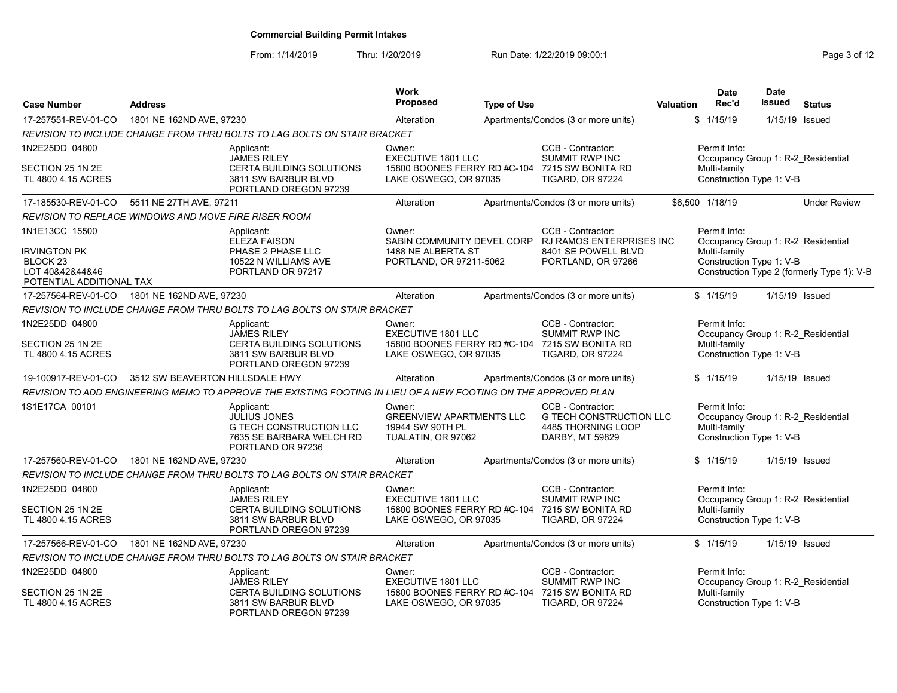# Commercial Building Permit Intakes

From: 1/14/2019 Thru: 1/20/2019 Run Date: 1/22/2019 09:00:1

| Case Number | Address | Work Proposed | Type of Use | Valuation | Date Rec'd | Date Issued | Status |
|---|---|---|---|---|---|---|---|
| 17-257551-REV-01-CO | 1801 NE 162ND AVE, 97230 | Alteration | Apartments/Condos (3 or more units) | $ | 1/15/19 | 1/15/19 | Issued |

*REVISION TO INCLUDE CHANGE FROM THRU BOLTS TO LAG BOLTS ON STAIR BRACKET*

| Property | Applicant | Owner | CCB - Contractor | Permit Info |
|---|---|---|---|---|
| 1N2E25DD 04800<br>SECTION 25 1N 2E<br>TL 4800 4.15 ACRES | JAMES RILEY<br>CERTA BUILDING SOLUTIONS<br>3811 SW BARBUR BLVD<br>PORTLAND OREGON 97239 | EXECUTIVE 1801 LLC<br>15800 BOONES FERRY RD #C-104<br>LAKE OSWEGO, OR 97035 | SUMMIT RWP INC<br>7215 SW BONITA RD<br>TIGARD, OR 97224 | Occupancy Group 1: R-2_Residential Multi-family<br>Construction Type 1: V-B |

| Case Number | Address | Work Proposed | Type of Use | Valuation | Date Rec'd | Date Issued | Status |
|---|---|---|---|---|---|---|---|
| 17-185530-REV-01-CO | 5511 NE 27TH AVE, 97211 | Alteration | Apartments/Condos (3 or more units) | $6,500 | 1/18/19 | | Under Review |

*REVISION TO REPLACE WINDOWS AND MOVE FIRE RISER ROOM*

| Property | Applicant | Owner | CCB - Contractor | Permit Info |
|---|---|---|---|---|
| 1N1E13CC 15500<br>IRVINGTON PK<br>BLOCK 23<br>LOT 40&42&44&46<br>POTENTIAL ADDITIONAL TAX | ELEZA FAISON<br>PHASE 2 PHASE LLC<br>10522 N WILLIAMS AVE<br>PORTLAND OR 97217 | SABIN COMMUNITY DEVEL CORP<br>1488 NE ALBERTA ST<br>PORTLAND, OR 97211-5062 | RJ RAMOS ENTERPRISES INC<br>8401 SE POWELL BLVD<br>PORTLAND, OR 97266 | Occupancy Group 1: R-2_Residential Multi-family<br>Construction Type 1: V-B<br>Construction Type 2 (formerly Type 1): V-B |

| Case Number | Address | Work Proposed | Type of Use | Valuation | Date Rec'd | Date Issued | Status |
|---|---|---|---|---|---|---|---|
| 17-257564-REV-01-CO | 1801 NE 162ND AVE, 97230 | Alteration | Apartments/Condos (3 or more units) | $ | 1/15/19 | 1/15/19 | Issued |

*REVISION TO INCLUDE CHANGE FROM THRU BOLTS TO LAG BOLTS ON STAIR BRACKET*

| Property | Applicant | Owner | CCB - Contractor | Permit Info |
|---|---|---|---|---|
| 1N2E25DD 04800<br>SECTION 25 1N 2E<br>TL 4800 4.15 ACRES | JAMES RILEY<br>CERTA BUILDING SOLUTIONS<br>3811 SW BARBUR BLVD<br>PORTLAND OREGON 97239 | EXECUTIVE 1801 LLC<br>15800 BOONES FERRY RD #C-104<br>LAKE OSWEGO, OR 97035 | SUMMIT RWP INC<br>7215 SW BONITA RD<br>TIGARD, OR 97224 | Occupancy Group 1: R-2_Residential Multi-family<br>Construction Type 1: V-B |

| Case Number | Address | Work Proposed | Type of Use | Valuation | Date Rec'd | Date Issued | Status |
|---|---|---|---|---|---|---|---|
| 19-100917-REV-01-CO | 3512 SW BEAVERTON HILLSDALE HWY | Alteration | Apartments/Condos (3 or more units) | $ | 1/15/19 | 1/15/19 | Issued |

*REVISION TO ADD ENGINEERING MEMO TO APPROVE THE EXISTING FOOTING IN LIEU OF A NEW FOOTING ON THE APPROVED PLAN*

| Property | Applicant | Owner | CCB - Contractor | Permit Info |
|---|---|---|---|---|
| 1S1E17CA 00101 | JULIUS JONES<br>G TECH CONSTRUCTION LLC<br>7635 SE BARBARA WELCH RD<br>PORTLAND OR 97236 | GREENVIEW APARTMENTS LLC<br>19944 SW 90TH PL<br>TUALATIN, OR 97062 | G TECH CONSTRUCTION LLC<br>4485 THORNING LOOP<br>DARBY, MT 59829 | Occupancy Group 1: R-2_Residential Multi-family<br>Construction Type 1: V-B |

| Case Number | Address | Work Proposed | Type of Use | Valuation | Date Rec'd | Date Issued | Status |
|---|---|---|---|---|---|---|---|
| 17-257560-REV-01-CO | 1801 NE 162ND AVE, 97230 | Alteration | Apartments/Condos (3 or more units) | $ | 1/15/19 | 1/15/19 | Issued |

*REVISION TO INCLUDE CHANGE FROM THRU BOLTS TO LAG BOLTS ON STAIR BRACKET*

| Property | Applicant | Owner | CCB - Contractor | Permit Info |
|---|---|---|---|---|
| 1N2E25DD 04800<br>SECTION 25 1N 2E<br>TL 4800 4.15 ACRES | JAMES RILEY<br>CERTA BUILDING SOLUTIONS<br>3811 SW BARBUR BLVD<br>PORTLAND OREGON 97239 | EXECUTIVE 1801 LLC<br>15800 BOONES FERRY RD #C-104<br>LAKE OSWEGO, OR 97035 | SUMMIT RWP INC<br>7215 SW BONITA RD<br>TIGARD, OR 97224 | Occupancy Group 1: R-2_Residential Multi-family<br>Construction Type 1: V-B |

| Case Number | Address | Work Proposed | Type of Use | Valuation | Date Rec'd | Date Issued | Status |
|---|---|---|---|---|---|---|---|
| 17-257566-REV-01-CO | 1801 NE 162ND AVE, 97230 | Alteration | Apartments/Condos (3 or more units) | $ | 1/15/19 | 1/15/19 | Issued |

*REVISION TO INCLUDE CHANGE FROM THRU BOLTS TO LAG BOLTS ON STAIR BRACKET*

| Property | Applicant | Owner | CCB - Contractor | Permit Info |
|---|---|---|---|---|
| 1N2E25DD 04800<br>SECTION 25 1N 2E<br>TL 4800 4.15 ACRES | JAMES RILEY<br>CERTA BUILDING SOLUTIONS<br>3811 SW BARBUR BLVD<br>PORTLAND OREGON 97239 | EXECUTIVE 1801 LLC<br>15800 BOONES FERRY RD #C-104<br>LAKE OSWEGO, OR 97035 | SUMMIT RWP INC<br>7215 SW BONITA RD<br>TIGARD, OR 97224 | Occupancy Group 1: R-2_Residential Multi-family<br>Construction Type 1: V-B |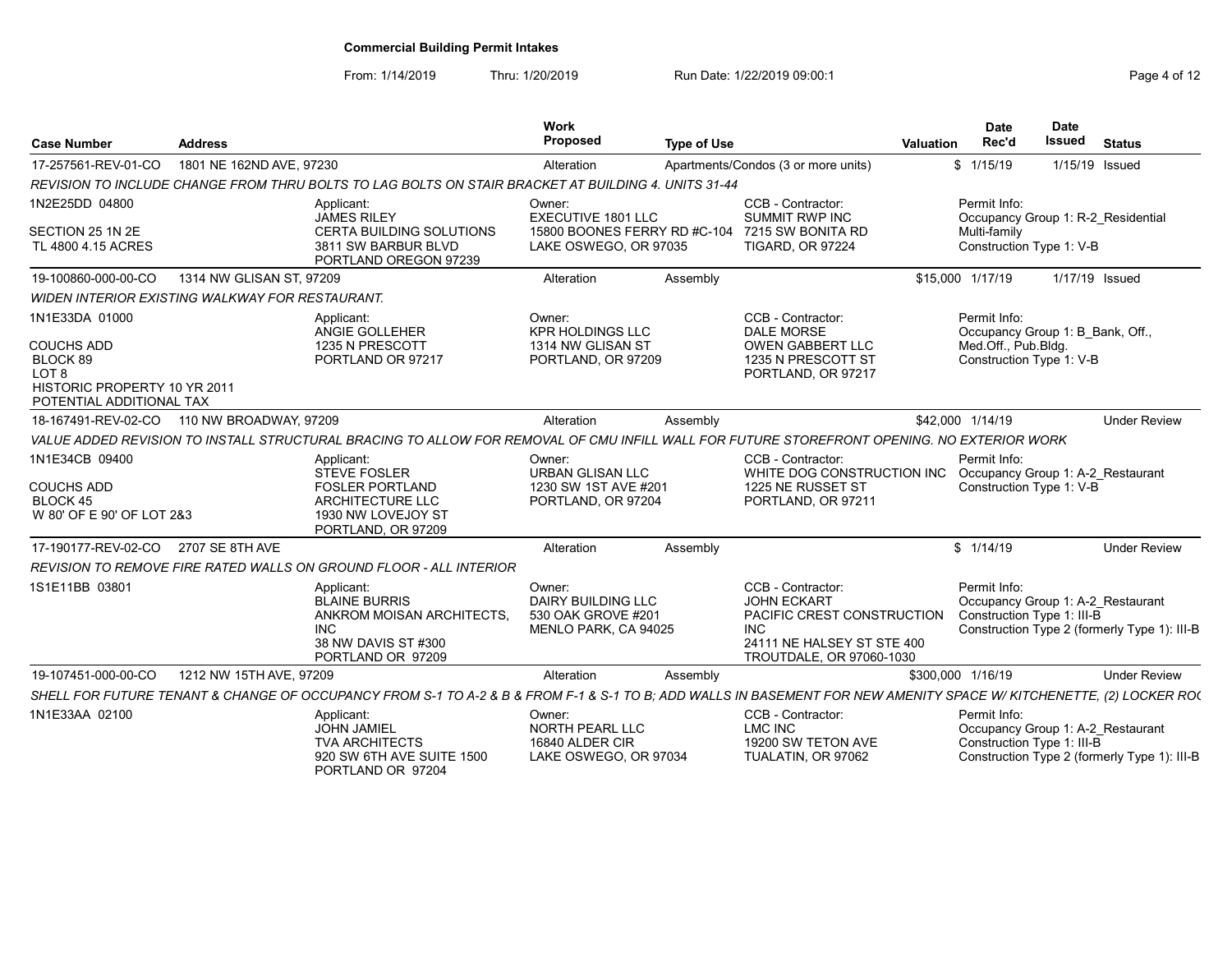# Commercial Building Permit Intakes

From: 1/14/2019 Thru: 1/20/2019 Run Date: 1/22/2019 09:00:1

| Case Number | Address | Work Proposed | Type of Use | Valuation | Date Rec'd | Date Issued | Status |
|---|---|---|---|---|---|---|---|
| 17-257561-REV-01-CO | 1801 NE 162ND AVE, 97230 | Alteration | Apartments/Condos (3 or more units) | $ | 1/15/19 | 1/15/19 | Issued |

*REVISION TO INCLUDE CHANGE FROM THRU BOLTS TO LAG BOLTS ON STAIR BRACKET AT BUILDING 4. UNITS 31-44*

| Property | Applicant | Owner | CCB - Contractor | Permit Info |
|---|---|---|---|---|
| 1N2E25DD 04800<br>SECTION 25 1N 2E<br>TL 4800 4.15 ACRES | Applicant:<br>JAMES RILEY<br>CERTA BUILDING SOLUTIONS<br>3811 SW BARBUR BLVD<br>PORTLAND OREGON 97239 | Owner:<br>EXECUTIVE 1801 LLC<br>15800 BOONES FERRY RD #C-104<br>LAKE OSWEGO, OR 97035 | CCB - Contractor:<br>SUMMIT RWP INC<br>7215 SW BONITA RD<br>TIGARD, OR 97224 | Permit Info:<br>Occupancy Group 1: R-2_Residential Multi-family<br>Construction Type 1: V-B |

| Case Number | Address | Work Proposed | Type of Use | Valuation | Date Rec'd | Date Issued | Status |
|---|---|---|---|---|---|---|---|
| 19-100860-000-00-CO | 1314 NW GLISAN ST, 97209 | Alteration | Assembly | $15,000 | 1/17/19 | 1/17/19 | Issued |

*WIDEN INTERIOR EXISTING WALKWAY FOR RESTAURANT.*

| Property | Applicant | Owner | CCB - Contractor | Permit Info |
|---|---|---|---|---|
| 1N1E33DA 01000<br>COUCHS ADD<br>BLOCK 89<br>LOT 8<br>HISTORIC PROPERTY 10 YR 2011<br>POTENTIAL ADDITIONAL TAX | Applicant:<br>ANGIE GOLLEHER<br>1235 N PRESCOTT<br>PORTLAND OR 97217 | Owner:<br>KPR HOLDINGS LLC<br>1314 NW GLISAN ST<br>PORTLAND, OR 97209 | CCB - Contractor:<br>DALE MORSE<br>OWEN GABBERT LLC<br>1235 N PRESCOTT ST<br>PORTLAND, OR 97217 | Permit Info:<br>Occupancy Group 1: B_Bank, Off., Med.Off., Pub.Bldg.<br>Construction Type 1: V-B |

| Case Number | Address | Work Proposed | Type of Use | Valuation | Date Rec'd | Date Issued | Status |
|---|---|---|---|---|---|---|---|
| 18-167491-REV-02-CO | 110 NW BROADWAY, 97209 | Alteration | Assembly | $42,000 | 1/14/19 | | Under Review |

*VALUE ADDED REVISION TO INSTALL STRUCTURAL BRACING TO ALLOW FOR REMOVAL OF CMU INFILL WALL FOR FUTURE STOREFRONT OPENING. NO EXTERIOR WORK*

| Property | Applicant | Owner | CCB - Contractor | Permit Info |
|---|---|---|---|---|
| 1N1E34CB 09400<br>COUCHS ADD<br>BLOCK 45<br>W 80' OF E 90' OF LOT 2&3 | Applicant:<br>STEVE FOSLER<br>FOSLER PORTLAND ARCHITECTURE LLC<br>1930 NW LOVEJOY ST<br>PORTLAND, OR 97209 | Owner:<br>URBAN GLISAN LLC<br>1230 SW 1ST AVE #201<br>PORTLAND, OR 97204 | CCB - Contractor:<br>WHITE DOG CONSTRUCTION INC<br>1225 NE RUSSET ST<br>PORTLAND, OR 97211 | Permit Info:<br>Occupancy Group 1: A-2_Restaurant<br>Construction Type 1: V-B |

| Case Number | Address | Work Proposed | Type of Use | Valuation | Date Rec'd | Date Issued | Status |
|---|---|---|---|---|---|---|---|
| 17-190177-REV-02-CO | 2707 SE 8TH AVE | Alteration | Assembly | $ | 1/14/19 | | Under Review |

*REVISION TO REMOVE FIRE RATED WALLS ON GROUND FLOOR - ALL INTERIOR*

| Property | Applicant | Owner | CCB - Contractor | Permit Info |
|---|---|---|---|---|
| 1S1E11BB 03801 | Applicant:<br>BLAINE BURRIS<br>ANKROM MOISAN ARCHITECTS, INC<br>38 NW DAVIS ST #300<br>PORTLAND OR 97209 | Owner:<br>DAIRY BUILDING LLC<br>530 OAK GROVE #201<br>MENLO PARK, CA 94025 | CCB - Contractor:<br>JOHN ECKART<br>PACIFIC CREST CONSTRUCTION INC<br>24111 NE HALSEY ST STE 400<br>TROUTDALE, OR 97060-1030 | Permit Info:<br>Occupancy Group 1: A-2_Restaurant<br>Construction Type 1: III-B<br>Construction Type 2 (formerly Type 1): III-B |

| Case Number | Address | Work Proposed | Type of Use | Valuation | Date Rec'd | Date Issued | Status |
|---|---|---|---|---|---|---|---|
| 19-107451-000-00-CO | 1212 NW 15TH AVE, 97209 | Alteration | Assembly | $300,000 | 1/16/19 | | Under Review |

*SHELL FOR FUTURE TENANT & CHANGE OF OCCUPANCY FROM S-1 TO A-2 & B & FROM F-1 & S-1 TO B; ADD WALLS IN BASEMENT FOR NEW AMENITY SPACE W/ KITCHENETTE, (2) LOCKER RO(*

| Property | Applicant | Owner | CCB - Contractor | Permit Info |
|---|---|---|---|---|
| 1N1E33AA 02100 | Applicant:<br>JOHN JAMIEL<br>TVA ARCHITECTS<br>920 SW 6TH AVE SUITE 1500<br>PORTLAND OR 97204 | Owner:<br>NORTH PEARL LLC<br>16840 ALDER CIR<br>LAKE OSWEGO, OR 97034 | CCB - Contractor:<br>LMC INC<br>19200 SW TETON AVE<br>TUALATIN, OR 97062 | Permit Info:<br>Occupancy Group 1: A-2_Restaurant<br>Construction Type 1: III-B<br>Construction Type 2 (formerly Type 1): III-B |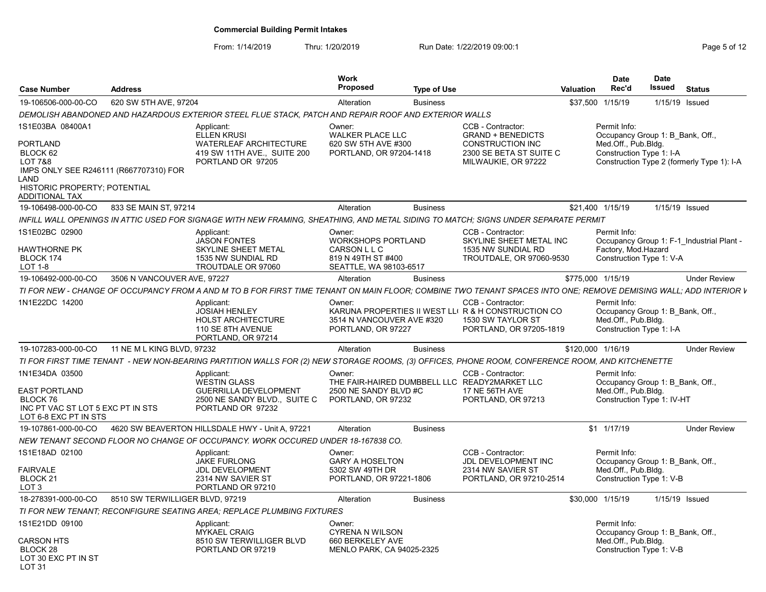**Commercial Building Permit Intakes**

From: 1/14/2019 Thru: 1/20/2019 Run Date: 1/22/2019 09:00:1

| Case Number | Address | Work Proposed | Type of Use | Valuation | Date Rec'd | Date Issued | Status |
|---|---|---|---|---|---|---|---|
| 19-106506-000-00-CO | 620 SW 5TH AVE, 97204 | Alteration | Business | $37,500 | 1/15/19 | 1/15/19 | Issued |

*DEMOLISH ABANDONED AND HAZARDOUS EXTERIOR STEEL FLUE STACK, PATCH AND REPAIR ROOF AND EXTERIOR WALLS*

1S1E03BA 08400A1
PORTLAND
BLOCK 62
LOT 7&8
IMPS ONLY SEE R246111 (R667707310) FOR LAND
HISTORIC PROPERTY; POTENTIAL ADDITIONAL TAX

Applicant: ELLEN KRUSI, WATERLEAF ARCHITECTURE, 419 SW 11TH AVE., SUITE 200, PORTLAND OR 97205

Owner: WALKER PLACE LLC, 620 SW 5TH AVE #300, PORTLAND, OR 97204-1418

CCB - Contractor: GRAND + BENEDICTS CONSTRUCTION INC, 2300 SE BETA ST SUITE C, MILWAUKIE, OR 97222

Permit Info: Occupancy Group 1: B_Bank, Off., Med.Off., Pub.Bldg. Construction Type 1: I-A. Construction Type 2 (formerly Type 1): I-A

---

| Case Number | Address | Work Proposed | Type of Use | Valuation | Date Rec'd | Date Issued | Status |
|---|---|---|---|---|---|---|---|
| 19-106498-000-00-CO | 833 SE MAIN ST, 97214 | Alteration | Business | $21,400 | 1/15/19 | 1/15/19 | Issued |

*INFILL WALL OPENINGS IN ATTIC USED FOR SIGNAGE WITH NEW FRAMING, SHEATHING, AND METAL SIDING TO MATCH; SIGNS UNDER SEPARATE PERMIT*

1S1E02BC 02900
HAWTHORNE PK
BLOCK 174
LOT 1-8

Applicant: JASON FONTES, SKYLINE SHEET METAL, 1535 NW SUNDIAL RD, TROUTDALE OR 97060

Owner: WORKSHOPS PORTLAND CARSON L L C, 819 N 49TH ST #400, SEATTLE, WA 98103-6517

CCB - Contractor: SKYLINE SHEET METAL INC, 1535 NW SUNDIAL RD, TROUTDALE, OR 97060-9530

Permit Info: Occupancy Group 1: F-1_Industrial Plant - Factory, Mod.Hazard. Construction Type 1: V-A

---

| Case Number | Address | Work Proposed | Type of Use | Valuation | Date Rec'd | Date Issued | Status |
|---|---|---|---|---|---|---|---|
| 19-106492-000-00-CO | 3506 N VANCOUVER AVE, 97227 | Alteration | Business | $775,000 | 1/15/19 | | Under Review |

*TI FOR NEW - CHANGE OF OCCUPANCY FROM A AND M TO B FOR FIRST TIME TENANT ON MAIN FLOOR; COMBINE TWO TENANT SPACES INTO ONE; REMOVE DEMISING WALL; ADD INTERIOR V*

1N1E22DC 14200

Applicant: JOSIAH HENLEY, HOLST ARCHITECTURE, 110 SE 8TH AVENUE, PORTLAND, OR 97214

Owner: KARUNA PROPERTIES II WEST LL(, 3514 N VANCOUVER AVE #320, PORTLAND, OR 97227

CCB - Contractor: R & H CONSTRUCTION CO, 1530 SW TAYLOR ST, PORTLAND, OR 97205-1819

Permit Info: Occupancy Group 1: B_Bank, Off., Med.Off., Pub.Bldg. Construction Type 1: I-A

---

| Case Number | Address | Work Proposed | Type of Use | Valuation | Date Rec'd | Date Issued | Status |
|---|---|---|---|---|---|---|---|
| 19-107283-000-00-CO | 11 NE M L KING BLVD, 97232 | Alteration | Business | $120,000 | 1/16/19 | | Under Review |

*TI FOR FIRST TIME TENANT - NEW NON-BEARING PARTITION WALLS FOR (2) NEW STORAGE ROOMS, (3) OFFICES, PHONE ROOM, CONFERENCE ROOM, AND KITCHENETTE*

1N1E34DA 03500
EAST PORTLAND
BLOCK 76
INC PT VAC ST LOT 5 EXC PT IN STS
LOT 6-8 EXC PT IN STS

Applicant: WESTIN GLASS, GUERRILLA DEVELOPMENT, 2500 NE SANDY BLVD., SUITE C, PORTLAND OR 97232

Owner: THE FAIR-HAIRED DUMBBELL LLC, 2500 NE SANDY BLVD #C, PORTLAND, OR 97232

CCB - Contractor: READY2MARKET LLC, 17 NE 56TH AVE, PORTLAND, OR 97213

Permit Info: Occupancy Group 1: B_Bank, Off., Med.Off., Pub.Bldg. Construction Type 1: IV-HT

---

| Case Number | Address | Work Proposed | Type of Use | Valuation | Date Rec'd | Date Issued | Status |
|---|---|---|---|---|---|---|---|
| 19-107861-000-00-CO | 4620 SW BEAVERTON HILLSDALE HWY - Unit A, 97221 | Alteration | Business | $1 | 1/17/19 | | Under Review |

*NEW TENANT SECOND FLOOR NO CHANGE OF OCCUPANCY. WORK OCCURED UNDER 18-167838 CO.*

1S1E18AD 02100
FAIRVALE
BLOCK 21
LOT 3

Applicant: JAKE FURLONG, JDL DEVELOPMENT, 2314 NW SAVIER ST, PORTLAND OR 97210

Owner: GARY A HOSELTON, 5302 SW 49TH DR, PORTLAND, OR 97221-1806

CCB - Contractor: JDL DEVELOPMENT INC, 2314 NW SAVIER ST, PORTLAND, OR 97210-2514

Permit Info: Occupancy Group 1: B_Bank, Off., Med.Off., Pub.Bldg. Construction Type 1: V-B

---

| Case Number | Address | Work Proposed | Type of Use | Valuation | Date Rec'd | Date Issued | Status |
|---|---|---|---|---|---|---|---|
| 18-278391-000-00-CO | 8510 SW TERWILLIGER BLVD, 97219 | Alteration | Business | $30,000 | 1/15/19 | 1/15/19 | Issued |

*TI FOR NEW TENANT; RECONFIGURE SEATING AREA; REPLACE PLUMBING FIXTURES*

1S1E21DD 09100
CARSON HTS
BLOCK 28
LOT 30 EXC PT IN ST
LOT 31

Applicant: MYKAEL CRAIG, 8510 SW TERWILLIGER BLVD, PORTLAND OR 97219

Owner: CYRENA N WILSON, 660 BERKELEY AVE, MENLO PARK, CA 94025-2325

Permit Info: Occupancy Group 1: B_Bank, Off., Med.Off., Pub.Bldg. Construction Type 1: V-B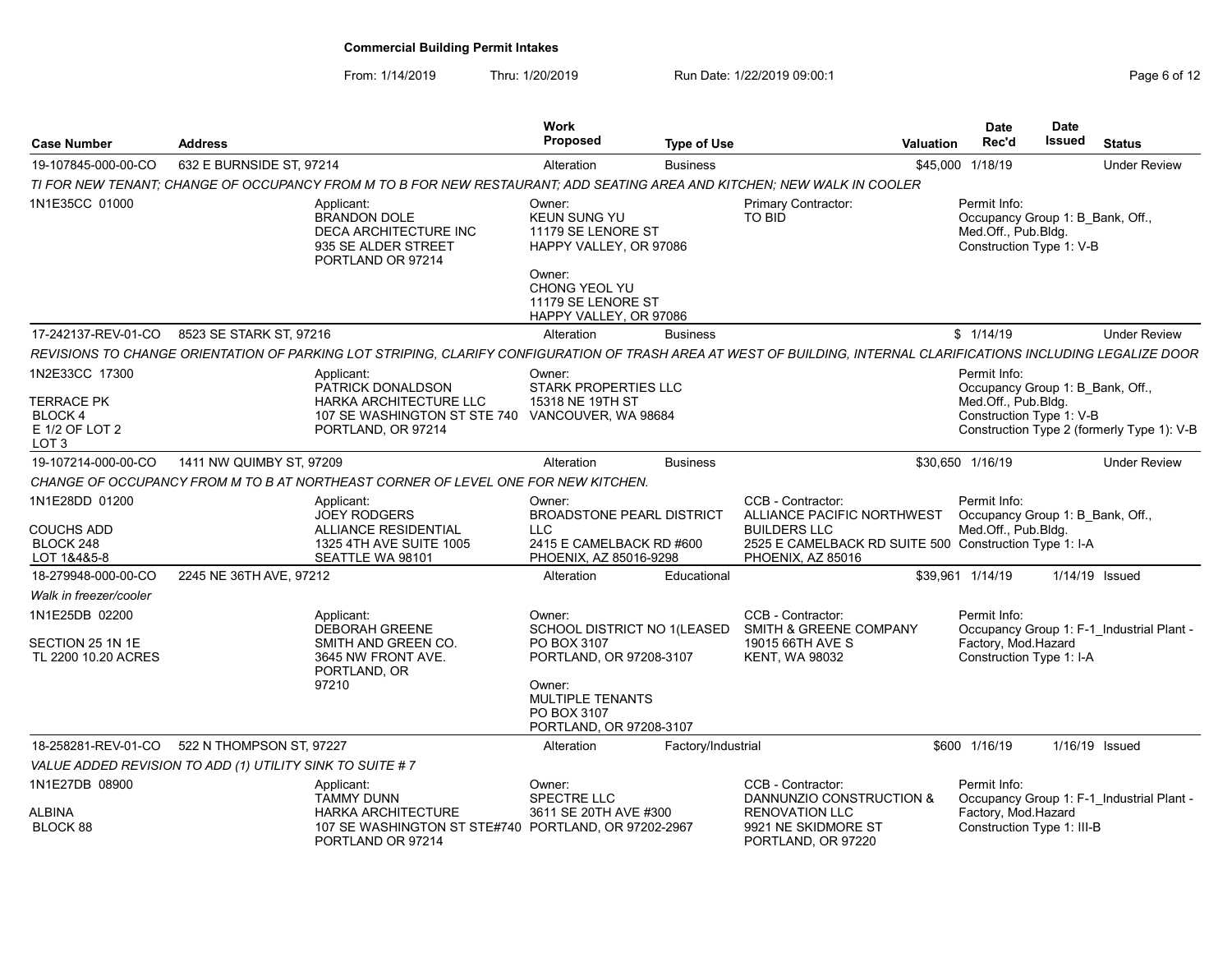**Commercial Building Permit Intakes**

From: 1/14/2019 Thru: 1/20/2019 Run Date: 1/22/2019 09:00:1

| Case Number | Address | Work Proposed | Type of Use | Valuation | Date Rec'd | Date Issued | Status |
|---|---|---|---|---|---|---|---|
| 19-107845-000-00-CO | 632 E BURNSIDE ST, 97214 | Alteration | Business | $45,000 | 1/18/19 | | Under Review |

*TI FOR NEW TENANT; CHANGE OF OCCUPANCY FROM M TO B FOR NEW RESTAURANT; ADD SEATING AREA AND KITCHEN; NEW WALK IN COOLER*

1N1E35CC 01000

Applicant:
BRANDON DOLE
DECA ARCHITECTURE INC
935 SE ALDER STREET
PORTLAND OR 97214

Owner:
KEUN SUNG YU
11179 SE LENORE ST
HAPPY VALLEY, OR 97086

Owner:
CHONG YEOL YU
11179 SE LENORE ST
HAPPY VALLEY, OR 97086

Primary Contractor:
TO BID

Permit Info:
Occupancy Group 1: B_Bank, Off., Med.Off., Pub.Bldg.
Construction Type 1: V-B

---

| Case Number | Address | Work Proposed | Type of Use | Valuation | Date Rec'd | Date Issued | Status |
|---|---|---|---|---|---|---|---|
| 17-242137-REV-01-CO | 8523 SE STARK ST, 97216 | Alteration | Business | $ | 1/14/19 | | Under Review |

*REVISIONS TO CHANGE ORIENTATION OF PARKING LOT STRIPING, CLARIFY CONFIGURATION OF TRASH AREA AT WEST OF BUILDING, INTERNAL CLARIFICATIONS INCLUDING LEGALIZE DOOR*

1N2E33CC 17300
TERRACE PK
BLOCK 4
E 1/2 OF LOT 2
LOT 3

Applicant:
PATRICK DONALDSON
HARKA ARCHITECTURE LLC
107 SE WASHINGTON ST STE 740
PORTLAND, OR 97214

Owner:
STARK PROPERTIES LLC
15318 NE 19TH ST
VANCOUVER, WA 98684

Permit Info:
Occupancy Group 1: B_Bank, Off., Med.Off., Pub.Bldg.
Construction Type 1: V-B
Construction Type 2 (formerly Type 1): V-B

---

| Case Number | Address | Work Proposed | Type of Use | Valuation | Date Rec'd | Date Issued | Status |
|---|---|---|---|---|---|---|---|
| 19-107214-000-00-CO | 1411 NW QUIMBY ST, 97209 | Alteration | Business | $30,650 | 1/16/19 | | Under Review |

*CHANGE OF OCCUPANCY FROM M TO B AT NORTHEAST CORNER OF LEVEL ONE FOR NEW KITCHEN.*

1N1E28DD 01200
COUCHS ADD
BLOCK 248
LOT 1&4&5-8

Applicant:
JOEY RODGERS
ALLIANCE RESIDENTIAL
1325 4TH AVE SUITE 1005
SEATTLE WA 98101

Owner:
BROADSTONE PEARL DISTRICT LLC
2415 E CAMELBACK RD #600
PHOENIX, AZ 85016-9298

CCB - Contractor:
ALLIANCE PACIFIC NORTHWEST BUILDERS LLC
2525 E CAMELBACK RD SUITE 500
PHOENIX, AZ 85016

Permit Info:
Occupancy Group 1: B_Bank, Off., Med.Off., Pub.Bldg.
Construction Type 1: I-A

---

| Case Number | Address | Work Proposed | Type of Use | Valuation | Date Rec'd | Date Issued | Status |
|---|---|---|---|---|---|---|---|
| 18-279948-000-00-CO | 2245 NE 36TH AVE, 97212 | Alteration | Educational | $39,961 | 1/14/19 | 1/14/19 | Issued |

*Walk in freezer/cooler*

1N1E25DB 02200
SECTION 25 1N 1E
TL 2200 10.20 ACRES

Applicant:
DEBORAH GREENE
SMITH AND GREEN CO.
3645 NW FRONT AVE.
PORTLAND, OR
97210

Owner:
SCHOOL DISTRICT NO 1(LEASED
PO BOX 3107
PORTLAND, OR 97208-3107

Owner:
MULTIPLE TENANTS
PO BOX 3107
PORTLAND, OR 97208-3107

CCB - Contractor:
SMITH & GREENE COMPANY
19015 66TH AVE S
KENT, WA 98032

Permit Info:
Occupancy Group 1: F-1_Industrial Plant - Factory, Mod.Hazard
Construction Type 1: I-A

---

| Case Number | Address | Work Proposed | Type of Use | Valuation | Date Rec'd | Date Issued | Status |
|---|---|---|---|---|---|---|---|
| 18-258281-REV-01-CO | 522 N THOMPSON ST, 97227 | Alteration | Factory/Industrial | $600 | 1/16/19 | 1/16/19 | Issued |

*VALUE ADDED REVISION TO ADD (1) UTILITY SINK TO SUITE # 7*

1N1E27DB 08900
ALBINA
BLOCK 88

Applicant:
TAMMY DUNN
HARKA ARCHITECTURE
107 SE WASHINGTON ST STE#740
PORTLAND OR 97214

Owner:
SPECTRE LLC
3611 SE 20TH AVE #300
PORTLAND, OR 97202-2967

CCB - Contractor:
DANNUNZIO CONSTRUCTION & RENOVATION LLC
9921 NE SKIDMORE ST
PORTLAND, OR 97220

Permit Info:
Occupancy Group 1: F-1_Industrial Plant - Factory, Mod.Hazard
Construction Type 1: III-B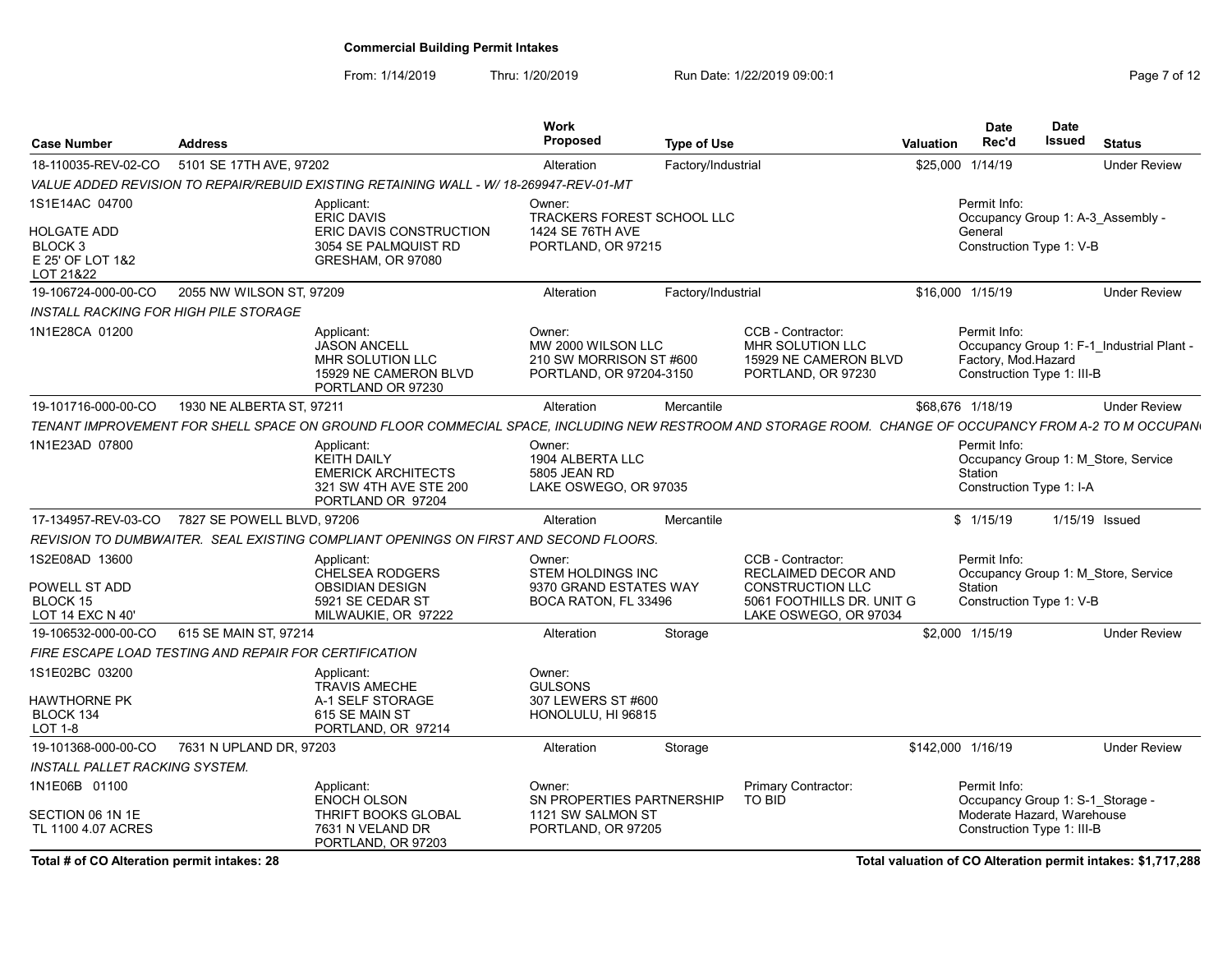**Commercial Building Permit Intakes**

From: 1/14/2019 Thru: 1/20/2019 Run Date: 1/22/2019 09:00:1

| Case Number | Address | Work Proposed | Type of Use | Valuation | Date Rec'd | Date Issued | Status |
|---|---|---|---|---|---|---|---|
| 18-110035-REV-02-CO | 5101 SE 17TH AVE, 97202 | Alteration | Factory/Industrial | $25,000 | 1/14/19 | | Under Review |

*VALUE ADDED REVISION TO REPAIR/REBUILD EXISTING RETAINING WALL - W/ 18-269947-REV-01-MT*

1S1E14AC 04700
HOLGATE ADD
BLOCK 3
E 25' OF LOT 1&2
LOT 21&22

Applicant:
ERIC DAVIS
ERIC DAVIS CONSTRUCTION
3054 SE PALMQUIST RD
GRESHAM, OR 97080

Owner:
TRACKERS FOREST SCHOOL LLC
1424 SE 76TH AVE
PORTLAND, OR 97215

Permit Info:
Occupancy Group 1: A-3_Assembly - General
Construction Type 1: V-B

| Case Number | Address | Work Proposed | Type of Use | Valuation | Date Rec'd | Date Issued | Status |
|---|---|---|---|---|---|---|---|
| 19-106724-000-00-CO | 2055 NW WILSON ST, 97209 | Alteration | Factory/Industrial | $16,000 | 1/15/19 | | Under Review |

*INSTALL RACKING FOR HIGH PILE STORAGE*

1N1E28CA 01200

Applicant:
JASON ANCELL
MHR SOLUTION LLC
15929 NE CAMERON BLVD
PORTLAND OR 97230

Owner:
MW 2000 WILSON LLC
210 SW MORRISON ST #600
PORTLAND, OR 97204-3150

CCB - Contractor:
MHR SOLUTION LLC
15929 NE CAMERON BLVD
PORTLAND, OR 97230

Permit Info:
Occupancy Group 1: F-1_Industrial Plant - Factory, Mod.Hazard
Construction Type 1: III-B

| Case Number | Address | Work Proposed | Type of Use | Valuation | Date Rec'd | Date Issued | Status |
|---|---|---|---|---|---|---|---|
| 19-101716-000-00-CO | 1930 NE ALBERTA ST, 97211 | Alteration | Mercantile | $68,676 | 1/18/19 | | Under Review |

*TENANT IMPROVEMENT FOR SHELL SPACE ON GROUND FLOOR COMMECIAL SPACE, INCLUDING NEW RESTROOM AND STORAGE ROOM. CHANGE OF OCCUPANCY FROM A-2 TO M OCCUPAN*

1N1E23AD 07800

Applicant:
KEITH DAILY
EMERICK ARCHITECTS
321 SW 4TH AVE STE 200
PORTLAND OR 97204

Owner:
1904 ALBERTA LLC
5805 JEAN RD
LAKE OSWEGO, OR 97035

Permit Info:
Occupancy Group 1: M_Store, Service Station
Construction Type 1: I-A

| Case Number | Address | Work Proposed | Type of Use | Valuation | Date Rec'd | Date Issued | Status |
|---|---|---|---|---|---|---|---|
| 17-134957-REV-03-CO | 7827 SE POWELL BLVD, 97206 | Alteration | Mercantile | $ | 1/15/19 | 1/15/19 | Issued |

*REVISION TO DUMBWAITER. SEAL EXISTING COMPLIANT OPENINGS ON FIRST AND SECOND FLOORS.*

1S2E08AD 13600
POWELL ST ADD
BLOCK 15
LOT 14 EXC N 40'

Applicant:
CHELSEA RODGERS
OBSIDIAN DESIGN
5921 SE CEDAR ST
MILWAUKIE, OR 97222

Owner:
STEM HOLDINGS INC
9370 GRAND ESTATES WAY
BOCA RATON, FL 33496

CCB - Contractor:
RECLAIMED DECOR AND CONSTRUCTION LLC
5061 FOOTHILLS DR. UNIT G
LAKE OSWEGO, OR 97034

Permit Info:
Occupancy Group 1: M_Store, Service Station
Construction Type 1: V-B

| Case Number | Address | Work Proposed | Type of Use | Valuation | Date Rec'd | Date Issued | Status |
|---|---|---|---|---|---|---|---|
| 19-106532-000-00-CO | 615 SE MAIN ST, 97214 | Alteration | Storage | $2,000 | 1/15/19 | | Under Review |

*FIRE ESCAPE LOAD TESTING AND REPAIR FOR CERTIFICATION*

1S1E02BC 03200
HAWTHORNE PK
BLOCK 134
LOT 1-8

Applicant:
TRAVIS AMECHE
A-1 SELF STORAGE
615 SE MAIN ST
PORTLAND, OR 97214

Owner:
GULSONS
307 LEWERS ST #600
HONOLULU, HI 96815

| Case Number | Address | Work Proposed | Type of Use | Valuation | Date Rec'd | Date Issued | Status |
|---|---|---|---|---|---|---|---|
| 19-101368-000-00-CO | 7631 N UPLAND DR, 97203 | Alteration | Storage | $142,000 | 1/16/19 | | Under Review |

*INSTALL PALLET RACKING SYSTEM.*

1N1E06B 01100
SECTION 06 1N 1E
TL 1100 4.07 ACRES

Applicant:
ENOCH OLSON
THRIFT BOOKS GLOBAL
7631 N VELAND DR
PORTLAND, OR 97203

Owner:
SN PROPERTIES PARTNERSHIP
1121 SW SALMON ST
PORTLAND, OR 97205

Primary Contractor:
TO BID

Permit Info:
Occupancy Group 1: S-1_Storage - Moderate Hazard, Warehouse
Construction Type 1: III-B

**Total # of CO Alteration permit intakes: 28**

**Total valuation of CO Alteration permit intakes: $1,717,288**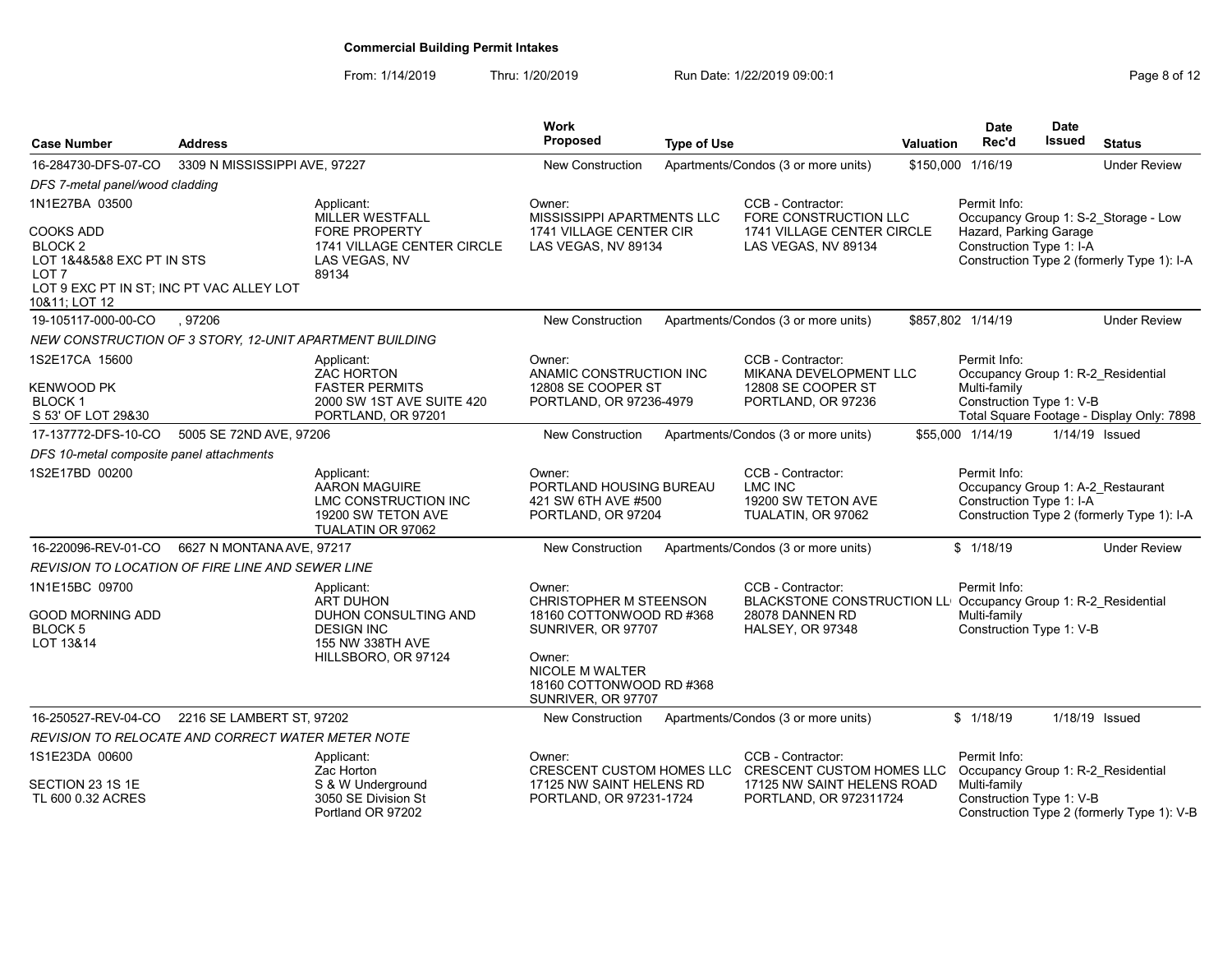# Commercial Building Permit Intakes

From: 1/14/2019 Thru: 1/20/2019 Run Date: 1/22/2019 09:00:1

| Case Number | Address | Work Proposed | Type of Use | Valuation | Date Rec'd | Date Issued | Status |
|---|---|---|---|---|---|---|---|
| 16-284730-DFS-07-CO | 3309 N MISSISSIPPI AVE, 97227 | New Construction | Apartments/Condos (3 or more units) | $150,000 | 1/16/19 | | Under Review |

*DFS 7-metal panel/wood cladding*

- **Legal:** 1N1E27BA 03500; COOKS ADD; BLOCK 2; LOT 1&4&5&8 EXC PT IN STS; LOT 7; LOT 9 EXC PT IN ST; INC PT VAC ALLEY LOT 10&11; LOT 12
- **Applicant:** MILLER WESTFALL, FORE PROPERTY, 1741 VILLAGE CENTER CIRCLE, LAS VEGAS, NV 89134
- **Owner:** MISSISSIPPI APARTMENTS LLC, 1741 VILLAGE CENTER CIR, LAS VEGAS, NV 89134
- **CCB - Contractor:** FORE CONSTRUCTION LLC, 1741 VILLAGE CENTER CIRCLE, LAS VEGAS, NV 89134
- **Permit Info:** Occupancy Group 1: S-2_Storage - Low Hazard, Parking Garage; Construction Type 1: I-A; Construction Type 2 (formerly Type 1): I-A

| Case Number | Address | Work Proposed | Type of Use | Valuation | Date Rec'd | Date Issued | Status |
|---|---|---|---|---|---|---|---|
| 19-105117-000-00-CO | , 97206 | New Construction | Apartments/Condos (3 or more units) | $857,802 | 1/14/19 | | Under Review |

*NEW CONSTRUCTION OF 3 STORY, 12-UNIT APARTMENT BUILDING*

- **Legal:** 1S2E17CA 15600; KENWOOD PK; BLOCK 1; S 53' OF LOT 29&30
- **Applicant:** ZAC HORTON, FASTER PERMITS, 2000 SW 1ST AVE SUITE 420, PORTLAND, OR 97201
- **Owner:** ANAMIC CONSTRUCTION INC, 12808 SE COOPER ST, PORTLAND, OR 97236-4979
- **CCB - Contractor:** MIKANA DEVELOPMENT LLC, 12808 SE COOPER ST, PORTLAND, OR 97236
- **Permit Info:** Occupancy Group 1: R-2_Residential Multi-family; Construction Type 1: V-B; Total Square Footage - Display Only: 7898

| Case Number | Address | Work Proposed | Type of Use | Valuation | Date Rec'd | Date Issued | Status |
|---|---|---|---|---|---|---|---|
| 17-137772-DFS-10-CO | 5005 SE 72ND AVE, 97206 | New Construction | Apartments/Condos (3 or more units) | $55,000 | 1/14/19 | 1/14/19 | Issued |

*DFS 10-metal composite panel attachments*

- **Legal:** 1S2E17BD 00200
- **Applicant:** AARON MAGUIRE, LMC CONSTRUCTION INC, 19200 SW TETON AVE, TUALATIN OR 97062
- **Owner:** PORTLAND HOUSING BUREAU, 421 SW 6TH AVE #500, PORTLAND, OR 97204
- **CCB - Contractor:** LMC INC, 19200 SW TETON AVE, TUALATIN, OR 97062
- **Permit Info:** Occupancy Group 1: A-2_Restaurant; Construction Type 1: I-A; Construction Type 2 (formerly Type 1): I-A

| Case Number | Address | Work Proposed | Type of Use | Valuation | Date Rec'd | Date Issued | Status |
|---|---|---|---|---|---|---|---|
| 16-220096-REV-01-CO | 6627 N MONTANA AVE, 97217 | New Construction | Apartments/Condos (3 or more units) | $ | 1/18/19 | | Under Review |

*REVISION TO LOCATION OF FIRE LINE AND SEWER LINE*

- **Legal:** 1N1E15BC 09700; GOOD MORNING ADD; BLOCK 5; LOT 13&14
- **Applicant:** ART DUHON, DUHON CONSULTING AND DESIGN INC, 155 NW 338TH AVE, HILLSBORO, OR 97124
- **Owner:** CHRISTOPHER M STEENSON, 18160 COTTONWOOD RD #368, SUNRIVER, OR 97707
- **Owner:** NICOLE M WALTER, 18160 COTTONWOOD RD #368, SUNRIVER, OR 97707
- **CCB - Contractor:** BLACKSTONE CONSTRUCTION LL, 28078 DANNEN RD, HALSEY, OR 97348
- **Permit Info:** Occupancy Group 1: R-2_Residential Multi-family; Construction Type 1: V-B

| Case Number | Address | Work Proposed | Type of Use | Valuation | Date Rec'd | Date Issued | Status |
|---|---|---|---|---|---|---|---|
| 16-250527-REV-04-CO | 2216 SE LAMBERT ST, 97202 | New Construction | Apartments/Condos (3 or more units) | $ | 1/18/19 | 1/18/19 | Issued |

*REVISION TO RELOCATE AND CORRECT WATER METER NOTE*

- **Legal:** 1S1E23DA 00600; SECTION 23 1S 1E; TL 600 0.32 ACRES
- **Applicant:** Zac Horton, S & W Underground, 3050 SE Division St, Portland OR 97202
- **Owner:** CRESCENT CUSTOM HOMES LLC, 17125 NW SAINT HELENS RD, PORTLAND, OR 97231-1724
- **CCB - Contractor:** CRESCENT CUSTOM HOMES LLC, 17125 NW SAINT HELENS ROAD, PORTLAND, OR 972311724
- **Permit Info:** Occupancy Group 1: R-2_Residential Multi-family; Construction Type 1: V-B; Construction Type 2 (formerly Type 1): V-B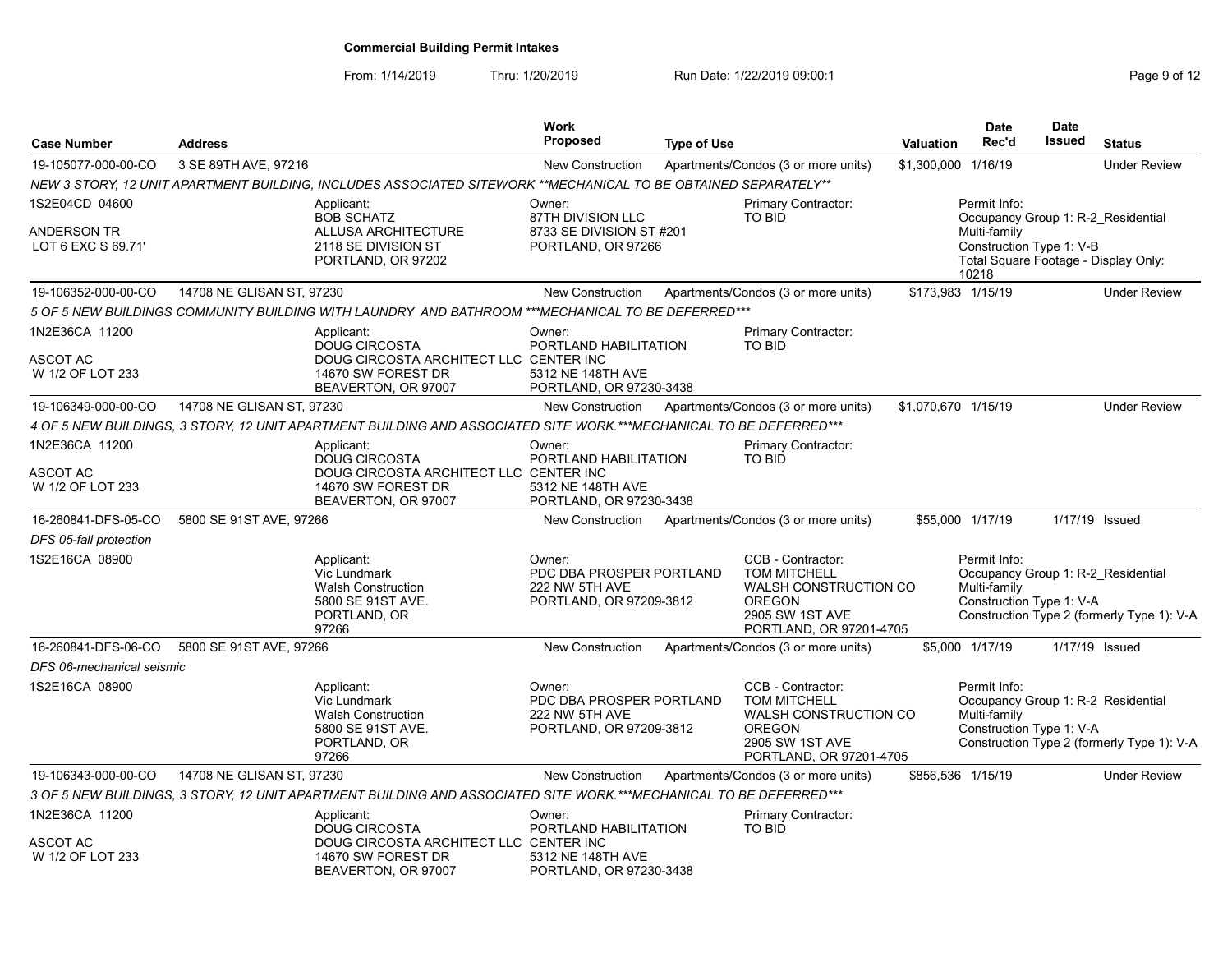**Commercial Building Permit Intakes**

From: 1/14/2019 Thru: 1/20/2019 Run Date: 1/22/2019 09:00:1

| Case Number | Address | Work Proposed | Type of Use | Valuation | Date Rec'd | Date Issued | Status |
|---|---|---|---|---|---|---|---|
| 19-105077-000-00-CO | 3 SE 89TH AVE, 97216 | New Construction | Apartments/Condos (3 or more units) | $1,300,000 | 1/16/19 | | Under Review |
| 19-106352-000-00-CO | 14708 NE GLISAN ST, 97230 | New Construction | Apartments/Condos (3 or more units) | $173,983 | 1/15/19 | | Under Review |
| 19-106349-000-00-CO | 14708 NE GLISAN ST, 97230 | New Construction | Apartments/Condos (3 or more units) | $1,070,670 | 1/15/19 | | Under Review |
| 16-260841-DFS-05-CO | 5800 SE 91ST AVE, 97266 | New Construction | Apartments/Condos (3 or more units) | $55,000 | 1/17/19 | 1/17/19 | Issued |
| 16-260841-DFS-06-CO | 5800 SE 91ST AVE, 97266 | New Construction | Apartments/Condos (3 or more units) | $5,000 | 1/17/19 | 1/17/19 | Issued |
| 19-106343-000-00-CO | 14708 NE GLISAN ST, 97230 | New Construction | Apartments/Condos (3 or more units) | $856,536 | 1/15/19 | | Under Review |

---

**19-105077-000-00-CO** — 3 SE 89TH AVE, 97216

*NEW 3 STORY, 12 UNIT APARTMENT BUILDING, INCLUDES ASSOCIATED SITEWORK **MECHANICAL TO BE OBTAINED SEPARATELY***

1S2E04CD 04600
ANDERSON TR
LOT 6 EXC S 69.71'

Applicant:
BOB SCHATZ
ALLUSA ARCHITECTURE
2118 SE DIVISION ST
PORTLAND, OR 97202

Owner:
87TH DIVISION LLC
8733 SE DIVISION ST #201
PORTLAND, OR 97266

Primary Contractor:
TO BID

Permit Info:
Occupancy Group 1: R-2_Residential Multi-family
Construction Type 1: V-B
Total Square Footage - Display Only: 10218

---

**19-106352-000-00-CO** — 14708 NE GLISAN ST, 97230

*5 OF 5 NEW BUILDINGS COMMUNITY BUILDING WITH LAUNDRY AND BATHROOM ***MECHANICAL TO BE DEFERRED****

1N2E36CA 11200
ASCOT AC
W 1/2 OF LOT 233

Applicant:
DOUG CIRCOSTA
DOUG CIRCOSTA ARCHITECT LLC
14670 SW FOREST DR
BEAVERTON, OR 97007

Owner:
PORTLAND HABILITATION CENTER INC
5312 NE 148TH AVE
PORTLAND, OR 97230-3438

Primary Contractor:
TO BID

---

**19-106349-000-00-CO** — 14708 NE GLISAN ST, 97230

*4 OF 5 NEW BUILDINGS, 3 STORY, 12 UNIT APARTMENT BUILDING AND ASSOCIATED SITE WORK.***MECHANICAL TO BE DEFERRED****

1N2E36CA 11200
ASCOT AC
W 1/2 OF LOT 233

Applicant:
DOUG CIRCOSTA
DOUG CIRCOSTA ARCHITECT LLC
14670 SW FOREST DR
BEAVERTON, OR 97007

Owner:
PORTLAND HABILITATION CENTER INC
5312 NE 148TH AVE
PORTLAND, OR 97230-3438

Primary Contractor:
TO BID

---

**16-260841-DFS-05-CO** — 5800 SE 91ST AVE, 97266

*DFS 05-fall protection*

1S2E16CA 08900

Applicant:
Vic Lundmark
Walsh Construction
5800 SE 91ST AVE.
PORTLAND, OR
97266

Owner:
PDC DBA PROSPER PORTLAND
222 NW 5TH AVE
PORTLAND, OR 97209-3812

CCB - Contractor:
TOM MITCHELL
WALSH CONSTRUCTION CO OREGON
2905 SW 1ST AVE
PORTLAND, OR 97201-4705

Permit Info:
Occupancy Group 1: R-2_Residential Multi-family
Construction Type 1: V-A
Construction Type 2 (formerly Type 1): V-A

---

**16-260841-DFS-06-CO** — 5800 SE 91ST AVE, 97266

*DFS 06-mechanical seismic*

1S2E16CA 08900

Applicant:
Vic Lundmark
Walsh Construction
5800 SE 91ST AVE.
PORTLAND, OR
97266

Owner:
PDC DBA PROSPER PORTLAND
222 NW 5TH AVE
PORTLAND, OR 97209-3812

CCB - Contractor:
TOM MITCHELL
WALSH CONSTRUCTION CO OREGON
2905 SW 1ST AVE
PORTLAND, OR 97201-4705

Permit Info:
Occupancy Group 1: R-2_Residential Multi-family
Construction Type 1: V-A
Construction Type 2 (formerly Type 1): V-A

---

**19-106343-000-00-CO** — 14708 NE GLISAN ST, 97230

*3 OF 5 NEW BUILDINGS, 3 STORY, 12 UNIT APARTMENT BUILDING AND ASSOCIATED SITE WORK.***MECHANICAL TO BE DEFERRED****

1N2E36CA 11200
ASCOT AC
W 1/2 OF LOT 233

Applicant:
DOUG CIRCOSTA
DOUG CIRCOSTA ARCHITECT LLC
14670 SW FOREST DR
BEAVERTON, OR 97007

Owner:
PORTLAND HABILITATION CENTER INC
5312 NE 148TH AVE
PORTLAND, OR 97230-3438

Primary Contractor:
TO BID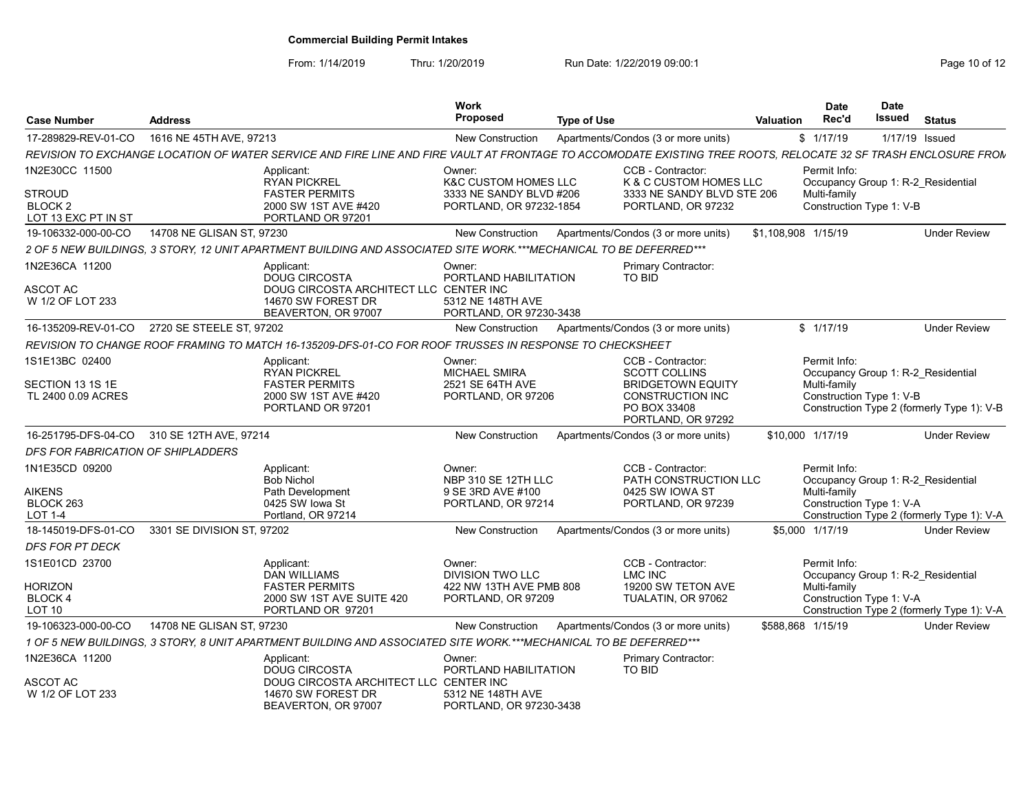# Commercial Building Permit Intakes

From: 1/14/2019 Thru: 1/20/2019 Run Date: 1/22/2019 09:00:1

| Case Number | Address | Work Proposed | Type of Use | Valuation | Date Rec'd | Date Issued | Status |
|---|---|---|---|---|---|---|---|
| 17-289829-REV-01-CO | 1616 NE 45TH AVE, 97213 | New Construction | Apartments/Condos (3 or more units) | $ | 1/17/19 | 1/17/19 | Issued |

REVISION TO EXCHANGE LOCATION OF WATER SERVICE AND FIRE LINE AND FIRE VAULT AT FRONTAGE TO ACCOMODATE EXISTING TREE ROOTS, RELOCATE 32 SF TRASH ENCLOSURE FROM

1N2E30CC 11500
STROUD
BLOCK 2
LOT 13 EXC PT IN ST

Applicant: RYAN PICKREL, FASTER PERMITS, 2000 SW 1ST AVE #420, PORTLAND OR 97201

Owner: K&C CUSTOM HOMES LLC, 3333 NE SANDY BLVD #206, PORTLAND, OR 97232-1854

CCB - Contractor: K & C CUSTOM HOMES LLC, 3333 NE SANDY BLVD STE 206, PORTLAND, OR 97232

Permit Info: Occupancy Group 1: R-2_Residential Multi-family; Construction Type 1: V-B

| Case Number | Address | Work Proposed | Type of Use | Valuation | Date Rec'd | Date Issued | Status |
|---|---|---|---|---|---|---|---|
| 19-106332-000-00-CO | 14708 NE GLISAN ST, 97230 | New Construction | Apartments/Condos (3 or more units) | $1,108,908 | 1/15/19 | | Under Review |

2 OF 5 NEW BUILDINGS, 3 STORY, 12 UNIT APARTMENT BUILDING AND ASSOCIATED SITE WORK.***MECHANICAL TO BE DEFERRED***

1N2E36CA 11200
ASCOT AC
W 1/2 OF LOT 233

Applicant: DOUG CIRCOSTA, DOUG CIRCOSTA ARCHITECT LLC, 14670 SW FOREST DR, BEAVERTON, OR 97007

Owner: PORTLAND HABILITATION CENTER INC, 5312 NE 148TH AVE, PORTLAND, OR 97230-3438

Primary Contractor: TO BID

| Case Number | Address | Work Proposed | Type of Use | Valuation | Date Rec'd | Date Issued | Status |
|---|---|---|---|---|---|---|---|
| 16-135209-REV-01-CO | 2720 SE STEELE ST, 97202 | New Construction | Apartments/Condos (3 or more units) | $ | 1/17/19 | | Under Review |

REVISION TO CHANGE ROOF FRAMING TO MATCH 16-135209-DFS-01-CO FOR ROOF TRUSSES IN RESPONSE TO CHECKSHEET

1S1E13BC 02400
SECTION 13 1S 1E
TL 2400 0.09 ACRES

Applicant: RYAN PICKREL, FASTER PERMITS, 2000 SW 1ST AVE #420, PORTLAND OR 97201

Owner: MICHAEL SMIRA, 2521 SE 64TH AVE, PORTLAND, OR 97206

CCB - Contractor: SCOTT COLLINS, BRIDGETOWN EQUITY CONSTRUCTION INC, PO BOX 33408, PORTLAND, OR 97292

Permit Info: Occupancy Group 1: R-2_Residential Multi-family; Construction Type 1: V-B; Construction Type 2 (formerly Type 1): V-B

| Case Number | Address | Work Proposed | Type of Use | Valuation | Date Rec'd | Date Issued | Status |
|---|---|---|---|---|---|---|---|
| 16-251795-DFS-04-CO | 310 SE 12TH AVE, 97214 | New Construction | Apartments/Condos (3 or more units) | $10,000 | 1/17/19 | | Under Review |

*DFS FOR FABRICATION OF SHIPLADDERS*

1N1E35CD 09200
AIKENS
BLOCK 263
LOT 1-4

Applicant: Bob Nichol, Path Development, 0425 SW Iowa St, Portland, OR 97214

Owner: NBP 310 SE 12TH LLC, 9 SE 3RD AVE #100, PORTLAND, OR 97214

CCB - Contractor: PATH CONSTRUCTION LLC, 0425 SW IOWA ST, PORTLAND, OR 97239

Permit Info: Occupancy Group 1: R-2_Residential Multi-family; Construction Type 1: V-A; Construction Type 2 (formerly Type 1): V-A

| Case Number | Address | Work Proposed | Type of Use | Valuation | Date Rec'd | Date Issued | Status |
|---|---|---|---|---|---|---|---|
| 18-145019-DFS-01-CO | 3301 SE DIVISION ST, 97202 | New Construction | Apartments/Condos (3 or more units) | $5,000 | 1/17/19 | | Under Review |

*DFS FOR PT DECK*

1S1E01CD 23700
HORIZON
BLOCK 4
LOT 10

Applicant: DAN WILLIAMS, FASTER PERMITS, 2000 SW 1ST AVE SUITE 420, PORTLAND OR 97201

Owner: DIVISION TWO LLC, 422 NW 13TH AVE PMB 808, PORTLAND, OR 97209

CCB - Contractor: LMC INC, 19200 SW TETON AVE, TUALATIN, OR 97062

Permit Info: Occupancy Group 1: R-2_Residential Multi-family; Construction Type 1: V-A; Construction Type 2 (formerly Type 1): V-A

| Case Number | Address | Work Proposed | Type of Use | Valuation | Date Rec'd | Date Issued | Status |
|---|---|---|---|---|---|---|---|
| 19-106323-000-00-CO | 14708 NE GLISAN ST, 97230 | New Construction | Apartments/Condos (3 or more units) | $588,868 | 1/15/19 | | Under Review |

1 OF 5 NEW BUILDINGS, 3 STORY, 8 UNIT APARTMENT BUILDING AND ASSOCIATED SITE WORK.***MECHANICAL TO BE DEFERRED***

1N2E36CA 11200
ASCOT AC
W 1/2 OF LOT 233

Applicant: DOUG CIRCOSTA, DOUG CIRCOSTA ARCHITECT LLC, 14670 SW FOREST DR, BEAVERTON, OR 97007

Owner: PORTLAND HABILITATION CENTER INC, 5312 NE 148TH AVE, PORTLAND, OR 97230-3438

Primary Contractor: TO BID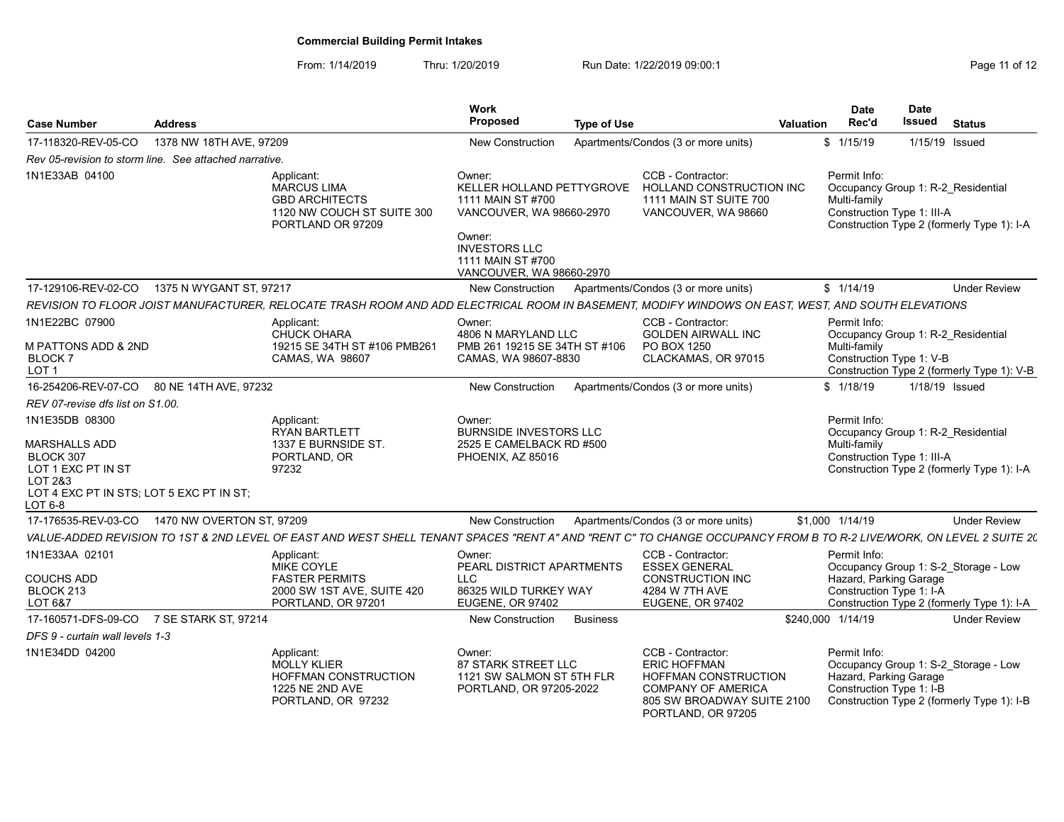**Commercial Building Permit Intakes**

From: 1/14/2019 Thru: 1/20/2019 Run Date: 1/22/2019 09:00:1

| Case Number | Address | Work Proposed | Type of Use | Valuation | Date Rec'd | Date Issued | Status |
|---|---|---|---|---|---|---|---|
| 17-118320-REV-05-CO | 1378 NW 18TH AVE, 97209 | New Construction | Apartments/Condos (3 or more units) | $ | 1/15/19 | 1/15/19 | Issued |

*Rev 05-revision to storm line. See attached narrative.*

1N1E33AB 04100

Applicant: MARCUS LIMA, GBD ARCHITECTS, 1120 NW COUCH ST SUITE 300, PORTLAND OR 97209

Owner: KELLER HOLLAND PETTYGROVE, 1111 MAIN ST #700, VANCOUVER, WA 98660-2970

Owner: INVESTORS LLC, 1111 MAIN ST #700, VANCOUVER, WA 98660-2970

CCB - Contractor: HOLLAND CONSTRUCTION INC, 1111 MAIN ST SUITE 700, VANCOUVER, WA 98660

Permit Info: Occupancy Group 1: R-2_Residential Multi-family; Construction Type 1: III-A; Construction Type 2 (formerly Type 1): I-A

---

| Case Number | Address | Work Proposed | Type of Use | Valuation | Date Rec'd | Date Issued | Status |
|---|---|---|---|---|---|---|---|
| 17-129106-REV-02-CO | 1375 N WYGANT ST, 97217 | New Construction | Apartments/Condos (3 or more units) | $ | 1/14/19 | | Under Review |

*REVISION TO FLOOR JOIST MANUFACTURER, RELOCATE TRASH ROOM AND ADD ELECTRICAL ROOM IN BASEMENT, MODIFY WINDOWS ON EAST, WEST, AND SOUTH ELEVATIONS*

1N1E22BC 07900, M PATTONS ADD & 2ND, BLOCK 7, LOT 1

Applicant: CHUCK OHARA, 19215 SE 34TH ST #106 PMB261, CAMAS, WA 98607

Owner: 4806 N MARYLAND LLC, PMB 261 19215 SE 34TH ST #106, CAMAS, WA 98607-8830

CCB - Contractor: GOLDEN AIRWALL INC, PO BOX 1250, CLACKAMAS, OR 97015

Permit Info: Occupancy Group 1: R-2_Residential Multi-family; Construction Type 1: V-B; Construction Type 2 (formerly Type 1): V-B

---

| Case Number | Address | Work Proposed | Type of Use | Valuation | Date Rec'd | Date Issued | Status |
|---|---|---|---|---|---|---|---|
| 16-254206-REV-07-CO | 80 NE 14TH AVE, 97232 | New Construction | Apartments/Condos (3 or more units) | $ | 1/18/19 | 1/18/19 | Issued |

*REV 07-revise dfs list on S1.00.*

1N1E35DB 08300, MARSHALLS ADD, BLOCK 307, LOT 1 EXC PT IN ST, LOT 2&3, LOT 4 EXC PT IN STS; LOT 5 EXC PT IN ST; LOT 6-8

Applicant: RYAN BARTLETT, 1337 E BURNSIDE ST., PORTLAND, OR 97232

Owner: BURNSIDE INVESTORS LLC, 2525 E CAMELBACK RD #500, PHOENIX, AZ 85016

Permit Info: Occupancy Group 1: R-2_Residential Multi-family; Construction Type 1: III-A; Construction Type 2 (formerly Type 1): I-A

---

| Case Number | Address | Work Proposed | Type of Use | Valuation | Date Rec'd | Date Issued | Status |
|---|---|---|---|---|---|---|---|
| 17-176535-REV-03-CO | 1470 NW OVERTON ST, 97209 | New Construction | Apartments/Condos (3 or more units) | $1,000 | 1/14/19 | | Under Review |

*VALUE-ADDED REVISION TO 1ST & 2ND LEVEL OF EAST AND WEST SHELL TENANT SPACES "RENT A" AND "RENT C" TO CHANGE OCCUPANCY FROM B TO R-2 LIVE/WORK, ON LEVEL 2 SUITE 20*

1N1E33AA 02101, COUCHS ADD, BLOCK 213, LOT 6&7

Applicant: MIKE COYLE, FASTER PERMITS, 2000 SW 1ST AVE, SUITE 420, PORTLAND, OR 97201

Owner: PEARL DISTRICT APARTMENTS LLC, 86325 WILD TURKEY WAY, EUGENE, OR 97402

CCB - Contractor: ESSEX GENERAL CONSTRUCTION INC, 4284 W 7TH AVE, EUGENE, OR 97402

Permit Info: Occupancy Group 1: S-2_Storage - Low Hazard, Parking Garage; Construction Type 1: I-A; Construction Type 2 (formerly Type 1): I-A

---

| Case Number | Address | Work Proposed | Type of Use | Valuation | Date Rec'd | Date Issued | Status |
|---|---|---|---|---|---|---|---|
| 17-160571-DFS-09-CO | 7 SE STARK ST, 97214 | New Construction | Business | $240,000 | 1/14/19 | | Under Review |

*DFS 9 - curtain wall levels 1-3*

1N1E34DD 04200

Applicant: MOLLY KLIER, HOFFMAN CONSTRUCTION, 1225 NE 2ND AVE, PORTLAND, OR 97232

Owner: 87 STARK STREET LLC, 1121 SW SALMON ST 5TH FLR, PORTLAND, OR 97205-2022

CCB - Contractor: ERIC HOFFMAN, HOFFMAN CONSTRUCTION COMPANY OF AMERICA, 805 SW BROADWAY SUITE 2100, PORTLAND, OR 97205

Permit Info: Occupancy Group 1: S-2_Storage - Low Hazard, Parking Garage; Construction Type 1: I-B; Construction Type 2 (formerly Type 1): I-B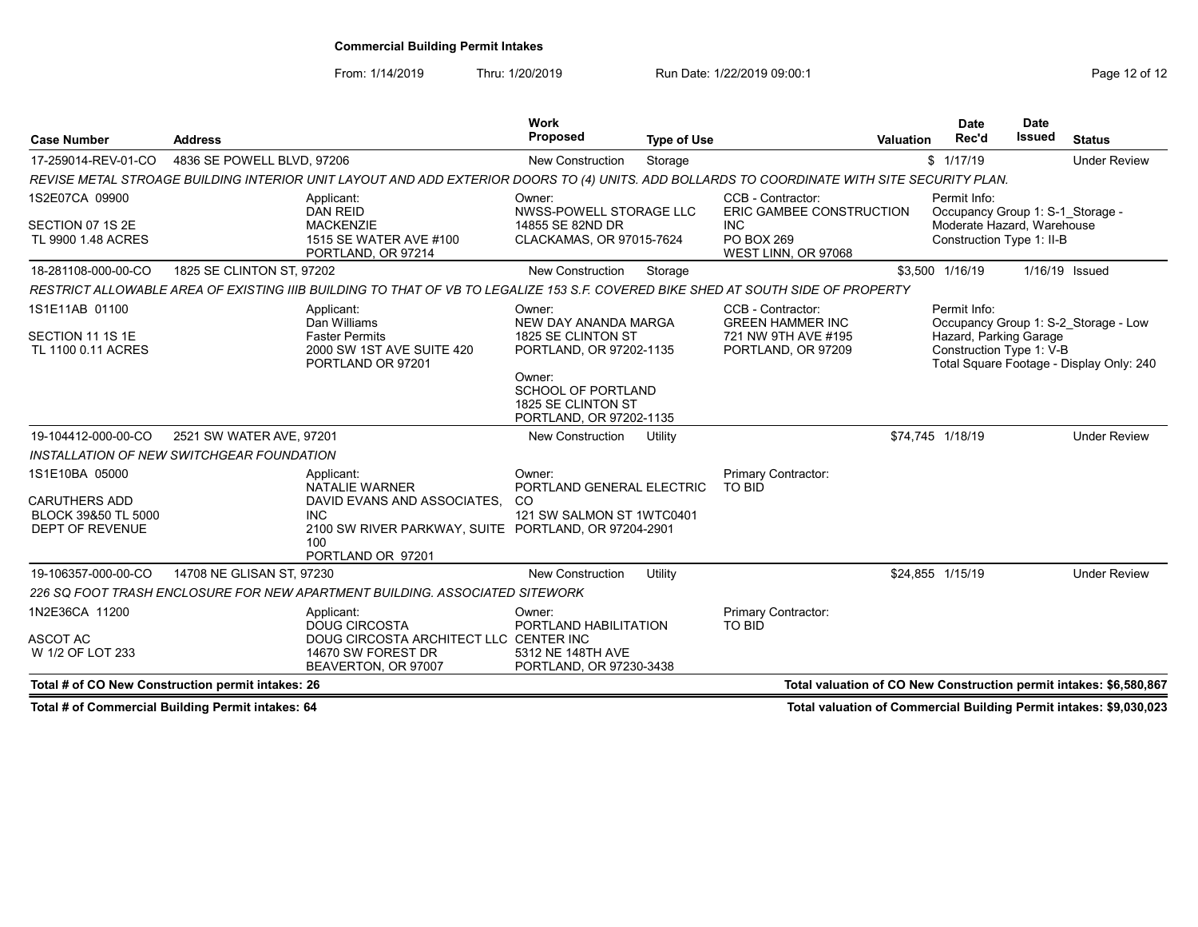**Commercial Building Permit Intakes**

From: 1/14/2019 Thru: 1/20/2019 Run Date: 1/22/2019 09:00:1

| Case Number | Address | Work Proposed | Type of Use | Valuation | Date Rec'd | Date Issued | Status |
|---|---|---|---|---|---|---|---|
| 17-259014-REV-01-CO | 4836 SE POWELL BLVD, 97206 | New Construction | Storage | $ | 1/17/19 | | Under Review |

*REVISE METAL STROAGE BUILDING INTERIOR UNIT LAYOUT AND ADD EXTERIOR DOORS TO (4) UNITS. ADD BOLLARDS TO COORDINATE WITH SITE SECURITY PLAN.*

| | | | | |
|---|---|---|---|---|
| 1S2E07CA 09900<br>SECTION 07 1S 2E<br>TL 9900 1.48 ACRES | Applicant:<br>DAN REID<br>MACKENZIE<br>1515 SE WATER AVE #100<br>PORTLAND, OR 97214 | Owner:<br>NWSS-POWELL STORAGE LLC<br>14855 SE 82ND DR<br>CLACKAMAS, OR 97015-7624 | CCB - Contractor:<br>ERIC GAMBEE CONSTRUCTION INC<br>PO BOX 269<br>WEST LINN, OR 97068 | Permit Info:<br>Occupancy Group 1: S-1_Storage - Moderate Hazard, Warehouse<br>Construction Type 1: II-B |

| Case Number | Address | Work Proposed | Type of Use | Valuation | Date Rec'd | Date Issued | Status |
|---|---|---|---|---|---|---|---|
| 18-281108-000-00-CO | 1825 SE CLINTON ST, 97202 | New Construction | Storage | $3,500 | 1/16/19 | 1/16/19 | Issued |

*RESTRICT ALLOWABLE AREA OF EXISTING IIIB BUILDING TO THAT OF VB TO LEGALIZE 153 S.F. COVERED BIKE SHED AT SOUTH SIDE OF PROPERTY*

| | | | | |
|---|---|---|---|---|
| 1S1E11AB 01100<br>SECTION 11 1S 1E<br>TL 1100 0.11 ACRES | Applicant:<br>Dan Williams<br>Faster Permits<br>2000 SW 1ST AVE SUITE 420<br>PORTLAND OR 97201 | Owner:<br>NEW DAY ANANDA MARGA<br>1825 SE CLINTON ST<br>PORTLAND, OR 97202-1135<br>Owner:<br>SCHOOL OF PORTLAND<br>1825 SE CLINTON ST<br>PORTLAND, OR 97202-1135 | CCB - Contractor:<br>GREEN HAMMER INC<br>721 NW 9TH AVE #195<br>PORTLAND, OR 97209 | Permit Info:<br>Occupancy Group 1: S-2_Storage - Low Hazard, Parking Garage<br>Construction Type 1: V-B<br>Total Square Footage - Display Only: 240 |

| Case Number | Address | Work Proposed | Type of Use | Valuation | Date Rec'd | Date Issued | Status |
|---|---|---|---|---|---|---|---|
| 19-104412-000-00-CO | 2521 SW WATER AVE, 97201 | New Construction | Utility | $74,745 | 1/18/19 | | Under Review |

*INSTALLATION OF NEW SWITCHGEAR FOUNDATION*

| | | | |
|---|---|---|---|
| 1S1E10BA 05000<br>CARUTHERS ADD<br>BLOCK 39&50 TL 5000<br>DEPT OF REVENUE | Applicant:<br>NATALIE WARNER<br>DAVID EVANS AND ASSOCIATES, INC<br>2100 SW RIVER PARKWAY, SUITE 100<br>PORTLAND OR 97201 | Owner:<br>PORTLAND GENERAL ELECTRIC CO<br>121 SW SALMON ST 1WTC0401<br>PORTLAND, OR 97204-2901 | Primary Contractor:<br>TO BID |

| Case Number | Address | Work Proposed | Type of Use | Valuation | Date Rec'd | Date Issued | Status |
|---|---|---|---|---|---|---|---|
| 19-106357-000-00-CO | 14708 NE GLISAN ST, 97230 | New Construction | Utility | $24,855 | 1/15/19 | | Under Review |

*226 SQ FOOT TRASH ENCLOSURE FOR NEW APARTMENT BUILDING. ASSOCIATED SITEWORK*

| | | | |
|---|---|---|---|
| 1N2E36CA 11200<br>ASCOT AC<br>W 1/2 OF LOT 233 | Applicant:<br>DOUG CIRCOSTA<br>DOUG CIRCOSTA ARCHITECT LLC<br>14670 SW FOREST DR<br>BEAVERTON, OR 97007 | Owner:<br>PORTLAND HABILITATION CENTER INC<br>5312 NE 148TH AVE<br>PORTLAND, OR 97230-3438 | Primary Contractor:<br>TO BID |

**Total # of CO New Construction permit intakes: 26** — **Total valuation of CO New Construction permit intakes: $6,580,867**

**Total # of Commercial Building Permit intakes: 64** — **Total valuation of Commercial Building Permit intakes: $9,030,023**